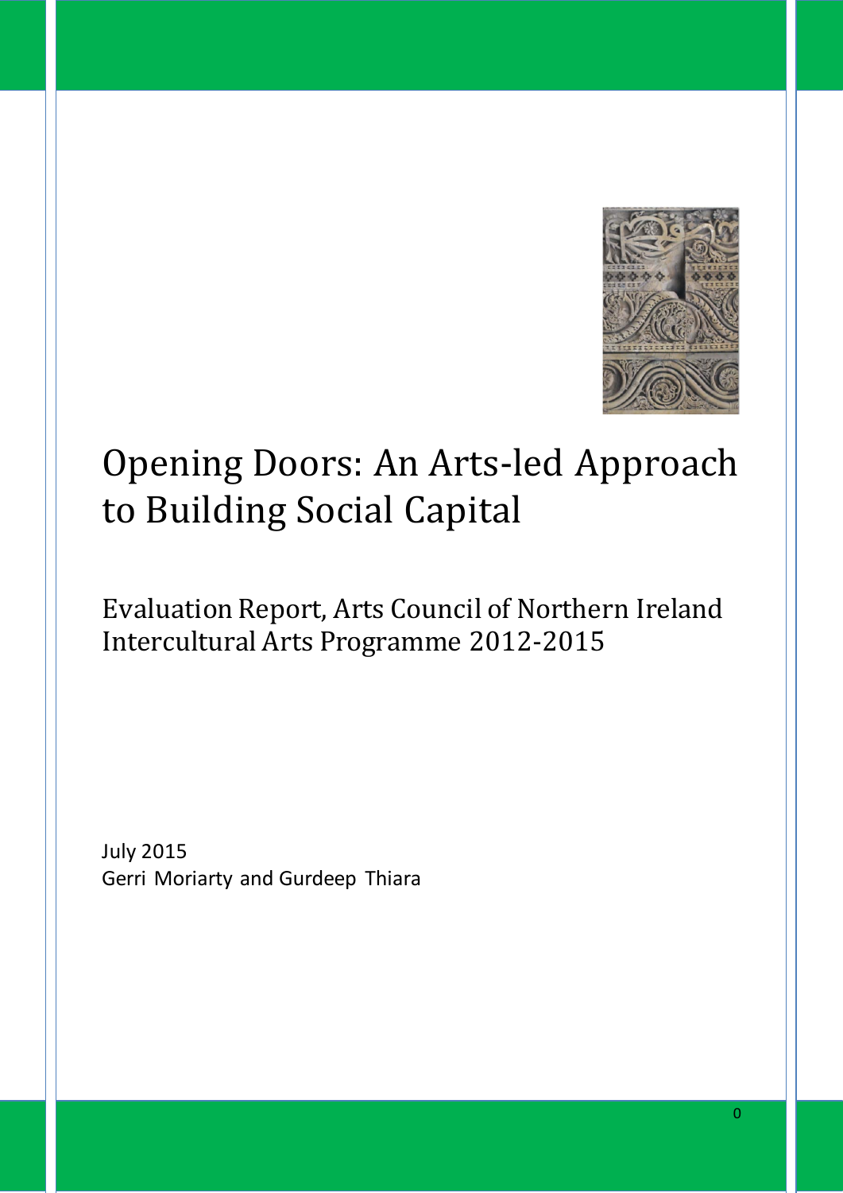# Opening Doors: An Arts-led Approach to Building Social Capital

## Evaluation Report, Arts Council of Northern Ireland Intercultural Arts Programme 2012-2015

July 2015

Gerri Moriarty and Gurdeep Thiara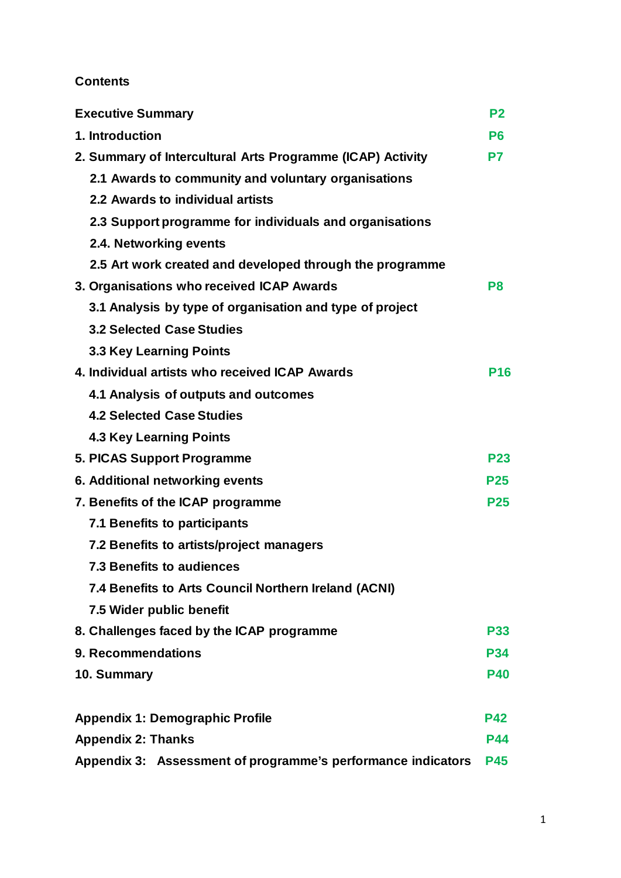## Contents

| | |
|---|---|
| **Executive Summary** | **P2** |
| **1. Introduction** | **P6** |
| **2. Summary of Intercultural Arts Programme (ICAP) Activity** | **P7** |
| **2.1 Awards to community and voluntary organisations** | |
| **2.2 Awards to individual artists** | |
| **2.3 Support programme for individuals and organisations** | |
| **2.4. Networking events** | |
| **2.5 Art work created and developed through the programme** | |
| **3. Organisations who received ICAP Awards** | **P8** |
| **3.1 Analysis by type of organisation and type of project** | |
| **3.2 Selected Case Studies** | |
| **3.3 Key Learning Points** | |
| **4. Individual artists who received ICAP Awards** | **P16** |
| **4.1 Analysis of outputs and outcomes** | |
| **4.2 Selected Case Studies** | |
| **4.3 Key Learning Points** | |
| **5. PICAS Support Programme** | **P23** |
| **6. Additional networking events** | **P25** |
| **7. Benefits of the ICAP programme** | **P25** |
| **7.1 Benefits to participants** | |
| **7.2 Benefits to artists/project managers** | |
| **7.3 Benefits to audiences** | |
| **7.4 Benefits to Arts Council Northern Ireland (ACNI)** | |
| **7.5 Wider public benefit** | |
| **8. Challenges faced by the ICAP programme** | **P33** |
| **9. Recommendations** | **P34** |
| **10. Summary** | **P40** |
| | |
| **Appendix 1: Demographic Profile** | **P42** |
| **Appendix 2: Thanks** | **P44** |
| **Appendix 3: Assessment of programme's performance indicators** | **P45** |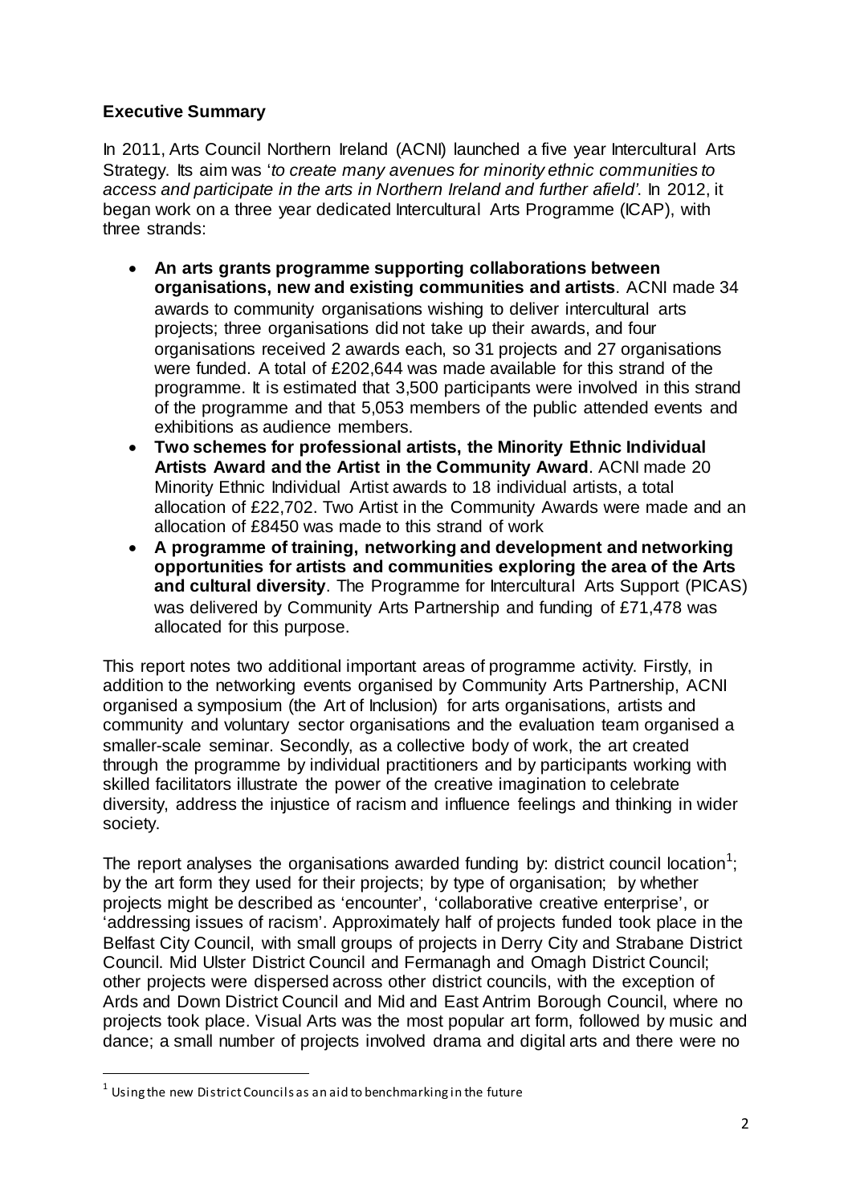**Executive Summary**

In 2011, Arts Council Northern Ireland (ACNI) launched a five year Intercultural Arts Strategy. Its aim was '*to create many avenues for minority ethnic communities to access and participate in the arts in Northern Ireland and further afield'*. In 2012, it began work on a three year dedicated Intercultural Arts Programme (ICAP), with three strands:

- **An arts grants programme supporting collaborations between organisations, new and existing communities and artists**. ACNI made 34 awards to community organisations wishing to deliver intercultural arts projects; three organisations did not take up their awards, and four organisations received 2 awards each, so 31 projects and 27 organisations were funded. A total of £202,644 was made available for this strand of the programme. It is estimated that 3,500 participants were involved in this strand of the programme and that 5,053 members of the public attended events and exhibitions as audience members.
- **Two schemes for professional artists, the Minority Ethnic Individual Artists Award and the Artist in the Community Award**. ACNI made 20 Minority Ethnic Individual Artist awards to 18 individual artists, a total allocation of £22,702. Two Artist in the Community Awards were made and an allocation of £8450 was made to this strand of work
- **A programme of training, networking and development and networking opportunities for artists and communities exploring the area of the Arts and cultural diversity**. The Programme for Intercultural Arts Support (PICAS) was delivered by Community Arts Partnership and funding of £71,478 was allocated for this purpose.

This report notes two additional important areas of programme activity. Firstly, in addition to the networking events organised by Community Arts Partnership, ACNI organised a symposium (the Art of Inclusion) for arts organisations, artists and community and voluntary sector organisations and the evaluation team organised a smaller-scale seminar. Secondly, as a collective body of work, the art created through the programme by individual practitioners and by participants working with skilled facilitators illustrate the power of the creative imagination to celebrate diversity, address the injustice of racism and influence feelings and thinking in wider society.

The report analyses the organisations awarded funding by: district council location[1]; by the art form they used for their projects; by type of organisation; by whether projects might be described as 'encounter', 'collaborative creative enterprise', or 'addressing issues of racism'. Approximately half of projects funded took place in the Belfast City Council, with small groups of projects in Derry City and Strabane District Council. Mid Ulster District Council and Fermanagh and Omagh District Council; other projects were dispersed across other district councils, with the exception of Ards and Down District Council and Mid and East Antrim Borough Council, where no projects took place. Visual Arts was the most popular art form, followed by music and dance; a small number of projects involved drama and digital arts and there were no

[1] Using the new District Councils as an aid to benchmarking in the future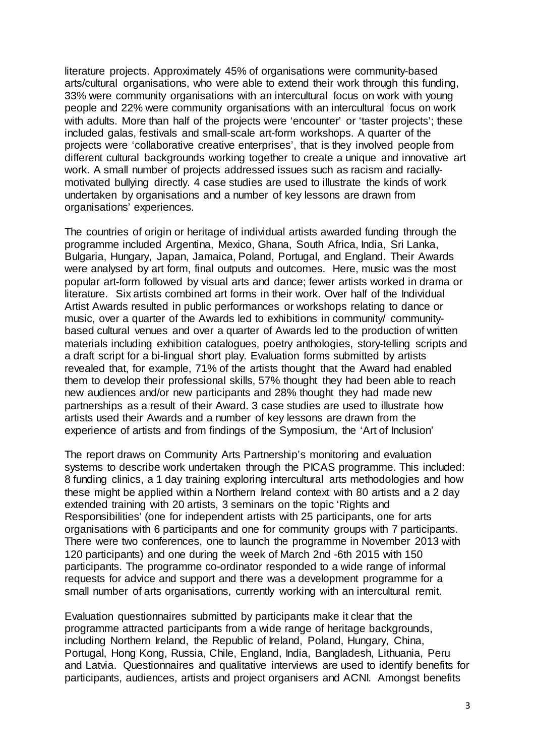literature projects. Approximately 45% of organisations were community-based arts/cultural organisations, who were able to extend their work through this funding, 33% were community organisations with an intercultural focus on work with young people and 22% were community organisations with an intercultural focus on work with adults. More than half of the projects were 'encounter' or 'taster projects'; these included galas, festivals and small-scale art-form workshops. A quarter of the projects were 'collaborative creative enterprises', that is they involved people from different cultural backgrounds working together to create a unique and innovative art work. A small number of projects addressed issues such as racism and racially-motivated bullying directly. 4 case studies are used to illustrate the kinds of work undertaken by organisations and a number of key lessons are drawn from organisations' experiences.

The countries of origin or heritage of individual artists awarded funding through the programme included Argentina, Mexico, Ghana, South Africa, India, Sri Lanka, Bulgaria, Hungary, Japan, Jamaica, Poland, Portugal, and England. Their Awards were analysed by art form, final outputs and outcomes. Here, music was the most popular art-form followed by visual arts and dance; fewer artists worked in drama or literature. Six artists combined art forms in their work. Over half of the Individual Artist Awards resulted in public performances or workshops relating to dance or music, over a quarter of the Awards led to exhibitions in community/ community-based cultural venues and over a quarter of Awards led to the production of written materials including exhibition catalogues, poetry anthologies, story-telling scripts and a draft script for a bi-lingual short play. Evaluation forms submitted by artists revealed that, for example, 71% of the artists thought that the Award had enabled them to develop their professional skills, 57% thought they had been able to reach new audiences and/or new participants and 28% thought they had made new partnerships as a result of their Award. 3 case studies are used to illustrate how artists used their Awards and a number of key lessons are drawn from the experience of artists and from findings of the Symposium, the 'Art of Inclusion'

The report draws on Community Arts Partnership's monitoring and evaluation systems to describe work undertaken through the PICAS programme. This included: 8 funding clinics, a 1 day training exploring intercultural arts methodologies and how these might be applied within a Northern Ireland context with 80 artists and a 2 day extended training with 20 artists, 3 seminars on the topic 'Rights and Responsibilities' (one for independent artists with 25 participants, one for arts organisations with 6 participants and one for community groups with 7 participants. There were two conferences, one to launch the programme in November 2013 with 120 participants) and one during the week of March 2nd -6th 2015 with 150 participants. The programme co-ordinator responded to a wide range of informal requests for advice and support and there was a development programme for a small number of arts organisations, currently working with an intercultural remit.

Evaluation questionnaires submitted by participants make it clear that the programme attracted participants from a wide range of heritage backgrounds, including Northern Ireland, the Republic of Ireland, Poland, Hungary, China, Portugal, Hong Kong, Russia, Chile, England, India, Bangladesh, Lithuania, Peru and Latvia. Questionnaires and qualitative interviews are used to identify benefits for participants, audiences, artists and project organisers and ACNI. Amongst benefits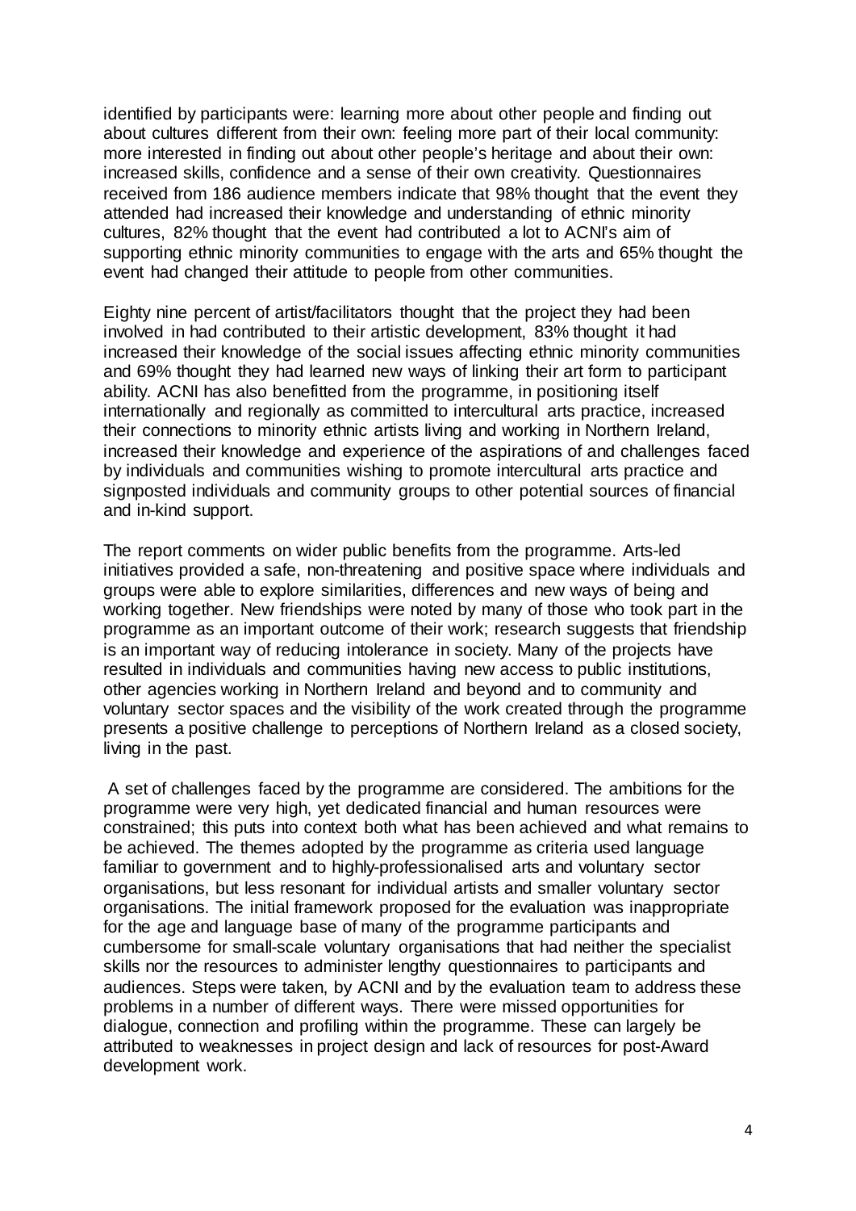identified by participants were: learning more about other people and finding out about cultures different from their own: feeling more part of their local community: more interested in finding out about other people's heritage and about their own: increased skills, confidence and a sense of their own creativity. Questionnaires received from 186 audience members indicate that 98% thought that the event they attended had increased their knowledge and understanding of ethnic minority cultures, 82% thought that the event had contributed a lot to ACNI's aim of supporting ethnic minority communities to engage with the arts and 65% thought the event had changed their attitude to people from other communities.

Eighty nine percent of artist/facilitators thought that the project they had been involved in had contributed to their artistic development, 83% thought it had increased their knowledge of the social issues affecting ethnic minority communities and 69% thought they had learned new ways of linking their art form to participant ability. ACNI has also benefitted from the programme, in positioning itself internationally and regionally as committed to intercultural arts practice, increased their connections to minority ethnic artists living and working in Northern Ireland, increased their knowledge and experience of the aspirations of and challenges faced by individuals and communities wishing to promote intercultural arts practice and signposted individuals and community groups to other potential sources of financial and in-kind support.

The report comments on wider public benefits from the programme. Arts-led initiatives provided a safe, non-threatening and positive space where individuals and groups were able to explore similarities, differences and new ways of being and working together. New friendships were noted by many of those who took part in the programme as an important outcome of their work; research suggests that friendship is an important way of reducing intolerance in society. Many of the projects have resulted in individuals and communities having new access to public institutions, other agencies working in Northern Ireland and beyond and to community and voluntary sector spaces and the visibility of the work created through the programme presents a positive challenge to perceptions of Northern Ireland as a closed society, living in the past.

A set of challenges faced by the programme are considered. The ambitions for the programme were very high, yet dedicated financial and human resources were constrained; this puts into context both what has been achieved and what remains to be achieved. The themes adopted by the programme as criteria used language familiar to government and to highly-professionalised arts and voluntary sector organisations, but less resonant for individual artists and smaller voluntary sector organisations. The initial framework proposed for the evaluation was inappropriate for the age and language base of many of the programme participants and cumbersome for small-scale voluntary organisations that had neither the specialist skills nor the resources to administer lengthy questionnaires to participants and audiences. Steps were taken, by ACNI and by the evaluation team to address these problems in a number of different ways. There were missed opportunities for dialogue, connection and profiling within the programme. These can largely be attributed to weaknesses in project design and lack of resources for post-Award development work.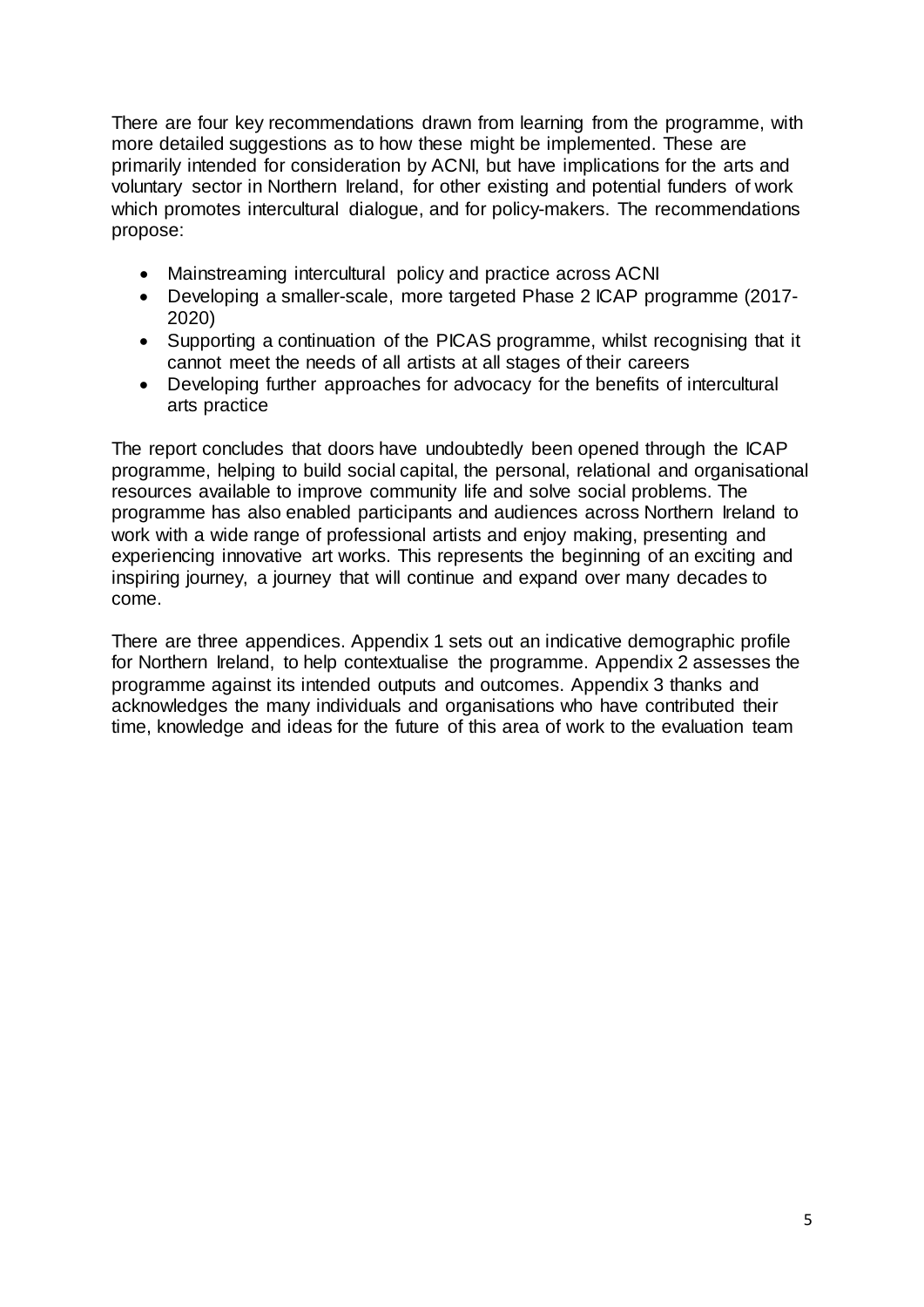There are four key recommendations drawn from learning from the programme, with more detailed suggestions as to how these might be implemented. These are primarily intended for consideration by ACNI, but have implications for the arts and voluntary sector in Northern Ireland, for other existing and potential funders of work which promotes intercultural dialogue, and for policy-makers. The recommendations propose:

- Mainstreaming intercultural policy and practice across ACNI
- Developing a smaller-scale, more targeted Phase 2 ICAP programme (2017-2020)
- Supporting a continuation of the PICAS programme, whilst recognising that it cannot meet the needs of all artists at all stages of their careers
- Developing further approaches for advocacy for the benefits of intercultural arts practice

The report concludes that doors have undoubtedly been opened through the ICAP programme, helping to build social capital, the personal, relational and organisational resources available to improve community life and solve social problems. The programme has also enabled participants and audiences across Northern Ireland to work with a wide range of professional artists and enjoy making, presenting and experiencing innovative art works. This represents the beginning of an exciting and inspiring journey, a journey that will continue and expand over many decades to come.

There are three appendices. Appendix 1 sets out an indicative demographic profile for Northern Ireland, to help contextualise the programme. Appendix 2 assesses the programme against its intended outputs and outcomes. Appendix 3 thanks and acknowledges the many individuals and organisations who have contributed their time, knowledge and ideas for the future of this area of work to the evaluation team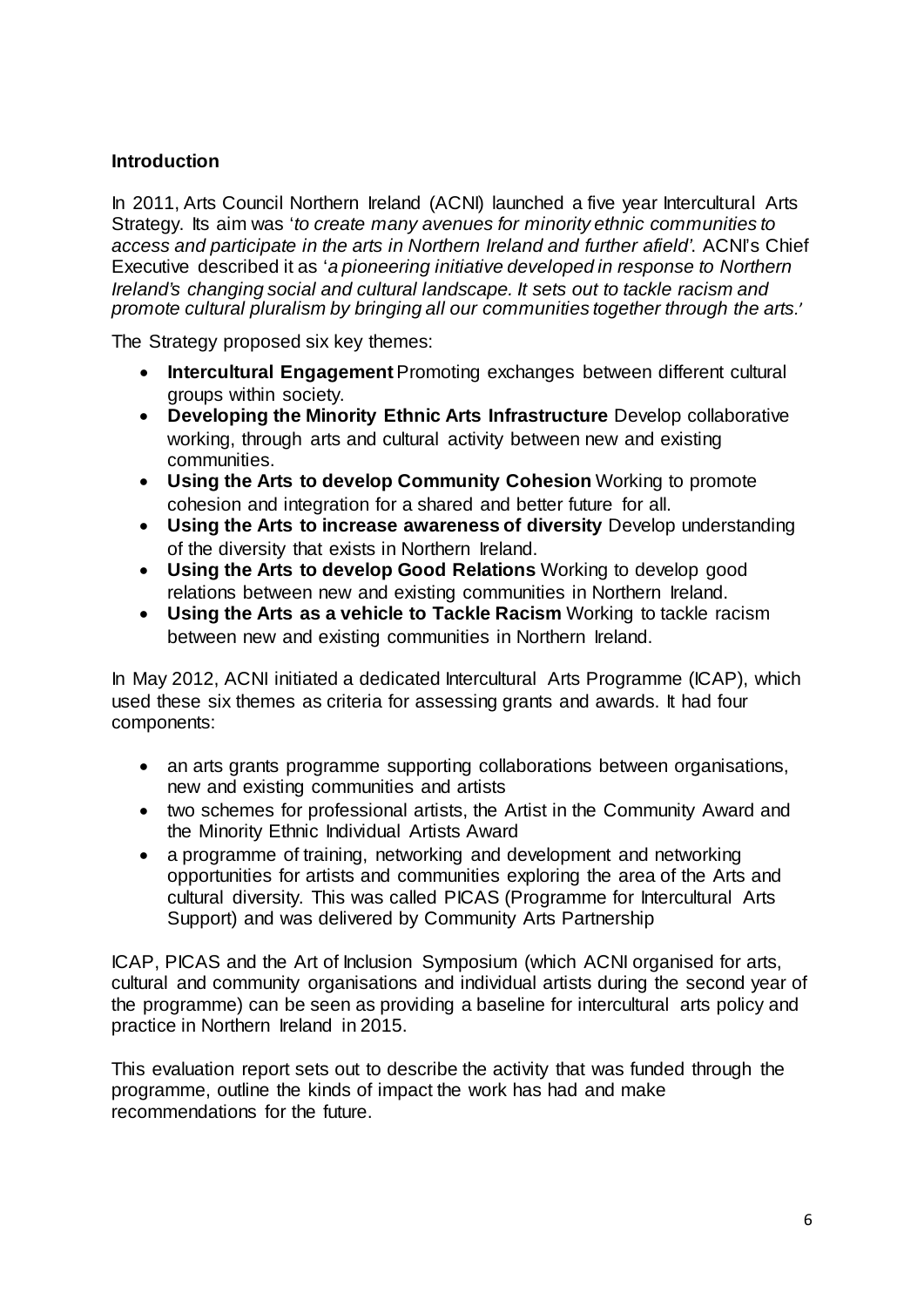## Introduction

In 2011, Arts Council Northern Ireland (ACNI) launched a five year Intercultural Arts Strategy. Its aim was '*to create many avenues for minority ethnic communities to access and participate in the arts in Northern Ireland and further afield'.* ACNI's Chief Executive described it as '*a pioneering initiative developed in response to Northern Ireland's changing social and cultural landscape. It sets out to tackle racism and promote cultural pluralism by bringing all our communities together through the arts.'*

The Strategy proposed six key themes:

- **Intercultural Engagement** Promoting exchanges between different cultural groups within society.
- **Developing the Minority Ethnic Arts Infrastructure** Develop collaborative working, through arts and cultural activity between new and existing communities.
- **Using the Arts to develop Community Cohesion** Working to promote cohesion and integration for a shared and better future for all.
- **Using the Arts to increase awareness of diversity** Develop understanding of the diversity that exists in Northern Ireland.
- **Using the Arts to develop Good Relations** Working to develop good relations between new and existing communities in Northern Ireland.
- **Using the Arts as a vehicle to Tackle Racism** Working to tackle racism between new and existing communities in Northern Ireland.

In May 2012, ACNI initiated a dedicated Intercultural Arts Programme (ICAP), which used these six themes as criteria for assessing grants and awards. It had four components:

- an arts grants programme supporting collaborations between organisations, new and existing communities and artists
- two schemes for professional artists, the Artist in the Community Award and the Minority Ethnic Individual Artists Award
- a programme of training, networking and development and networking opportunities for artists and communities exploring the area of the Arts and cultural diversity. This was called PICAS (Programme for Intercultural Arts Support) and was delivered by Community Arts Partnership

ICAP, PICAS and the Art of Inclusion Symposium (which ACNI organised for arts, cultural and community organisations and individual artists during the second year of the programme) can be seen as providing a baseline for intercultural arts policy and practice in Northern Ireland in 2015.

This evaluation report sets out to describe the activity that was funded through the programme, outline the kinds of impact the work has had and make recommendations for the future.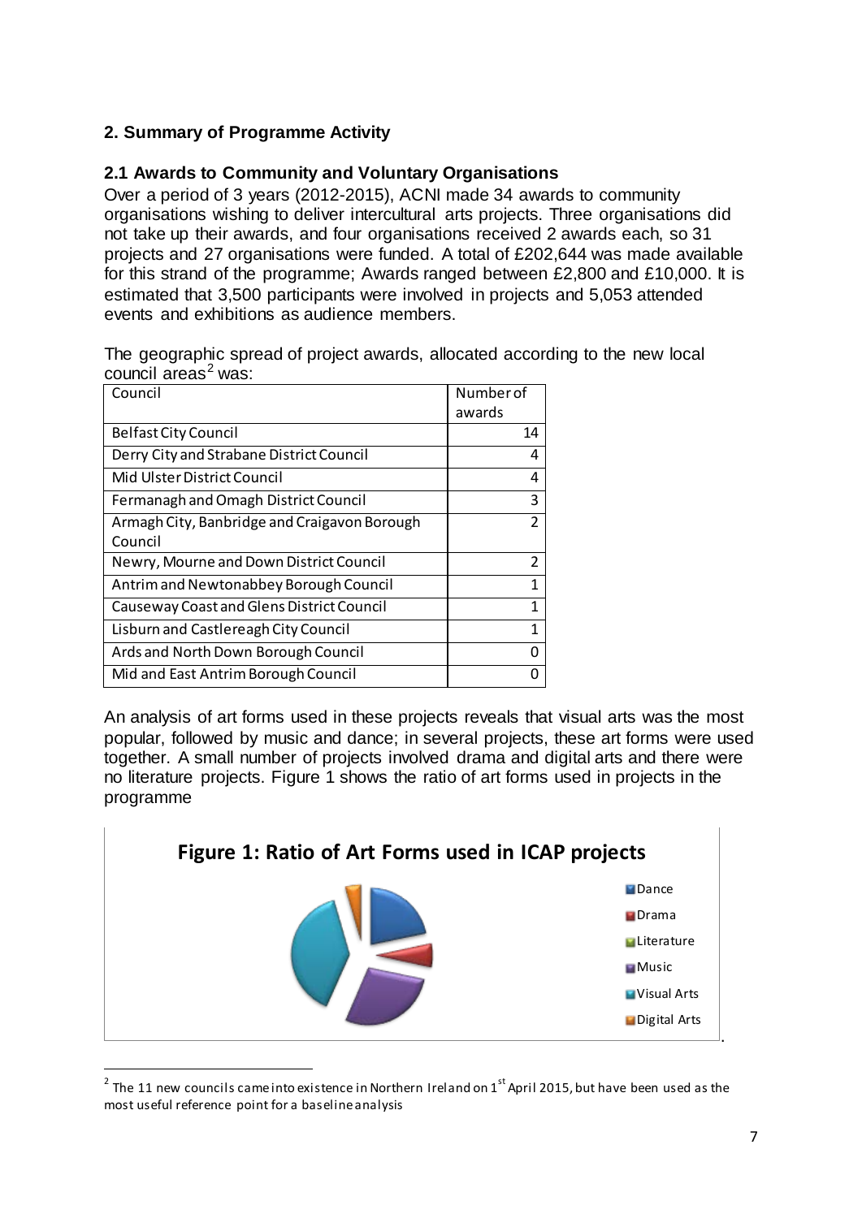## 2. Summary of Programme Activity

### 2.1 Awards to Community and Voluntary Organisations

Over a period of 3 years (2012-2015), ACNI made 34 awards to community organisations wishing to deliver intercultural arts projects. Three organisations did not take up their awards, and four organisations received 2 awards each, so 31 projects and 27 organisations were funded. A total of £202,644 was made available for this strand of the programme; Awards ranged between £2,800 and £10,000. It is estimated that 3,500 participants were involved in projects and 5,053 attended events and exhibitions as audience members.

The geographic spread of project awards, allocated according to the new local council areas[2] was:

| Council | Number of awards |
|---|---|
| Belfast City Council | 14 |
| Derry City and Strabane District Council | 4 |
| Mid Ulster District Council | 4 |
| Fermanagh and Omagh District Council | 3 |
| Armagh City, Banbridge and Craigavon Borough Council | 2 |
| Newry, Mourne and Down District Council | 2 |
| Antrim and Newtonabbey Borough Council | 1 |
| Causeway Coast and Glens District Council | 1 |
| Lisburn and Castlereagh City Council | 1 |
| Ards and North Down Borough Council | 0 |
| Mid and East Antrim Borough Council | 0 |

An analysis of art forms used in these projects reveals that visual arts was the most popular, followed by music and dance; in several projects, these art forms were used together. A small number of projects involved drama and digital arts and there were no literature projects. Figure 1 shows the ratio of art forms used in projects in the programme

**Figure 1: Ratio of Art Forms used in ICAP projects**

Dance, Drama, Literature, Music, Visual Arts, Digital Arts

[2] The 11 new councils came into existence in Northern Ireland on 1st April 2015, but have been used as the most useful reference point for a baseline analysis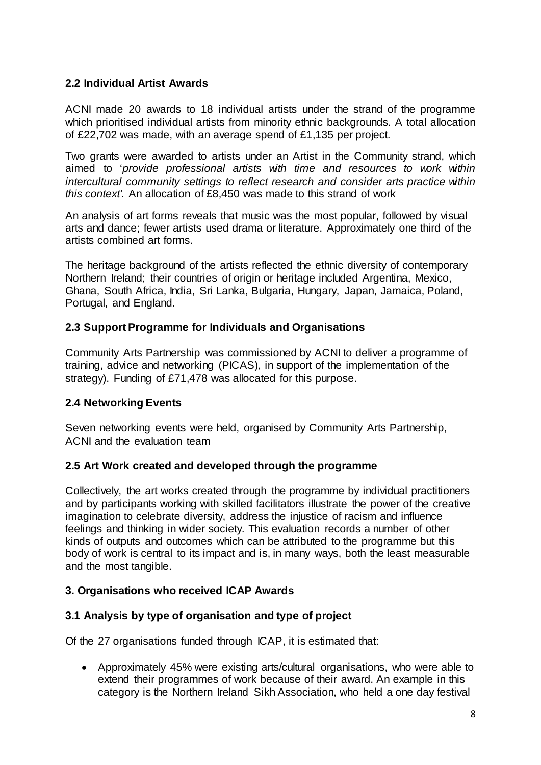### 2.2 Individual Artist Awards

ACNI made 20 awards to 18 individual artists under the strand of the programme which prioritised individual artists from minority ethnic backgrounds. A total allocation of £22,702 was made, with an average spend of £1,135 per project.

Two grants were awarded to artists under an Artist in the Community strand, which aimed to '*provide professional artists with time and resources to work within intercultural community settings to reflect research and consider arts practice within this context'*. An allocation of £8,450 was made to this strand of work

An analysis of art forms reveals that music was the most popular, followed by visual arts and dance; fewer artists used drama or literature. Approximately one third of the artists combined art forms.

The heritage background of the artists reflected the ethnic diversity of contemporary Northern Ireland; their countries of origin or heritage included Argentina, Mexico, Ghana, South Africa, India, Sri Lanka, Bulgaria, Hungary, Japan, Jamaica, Poland, Portugal, and England.

### 2.3 Support Programme for Individuals and Organisations

Community Arts Partnership was commissioned by ACNI to deliver a programme of training, advice and networking (PICAS), in support of the implementation of the strategy). Funding of £71,478 was allocated for this purpose.

### 2.4 Networking Events

Seven networking events were held, organised by Community Arts Partnership, ACNI and the evaluation team

### 2.5 Art Work created and developed through the programme

Collectively, the art works created through the programme by individual practitioners and by participants working with skilled facilitators illustrate the power of the creative imagination to celebrate diversity, address the injustice of racism and influence feelings and thinking in wider society. This evaluation records a number of other kinds of outputs and outcomes which can be attributed to the programme but this body of work is central to its impact and is, in many ways, both the least measurable and the most tangible.

## 3. Organisations who received ICAP Awards

### 3.1 Analysis by type of organisation and type of project

Of the 27 organisations funded through ICAP, it is estimated that:

- Approximately 45% were existing arts/cultural organisations, who were able to extend their programmes of work because of their award. An example in this category is the Northern Ireland Sikh Association, who held a one day festival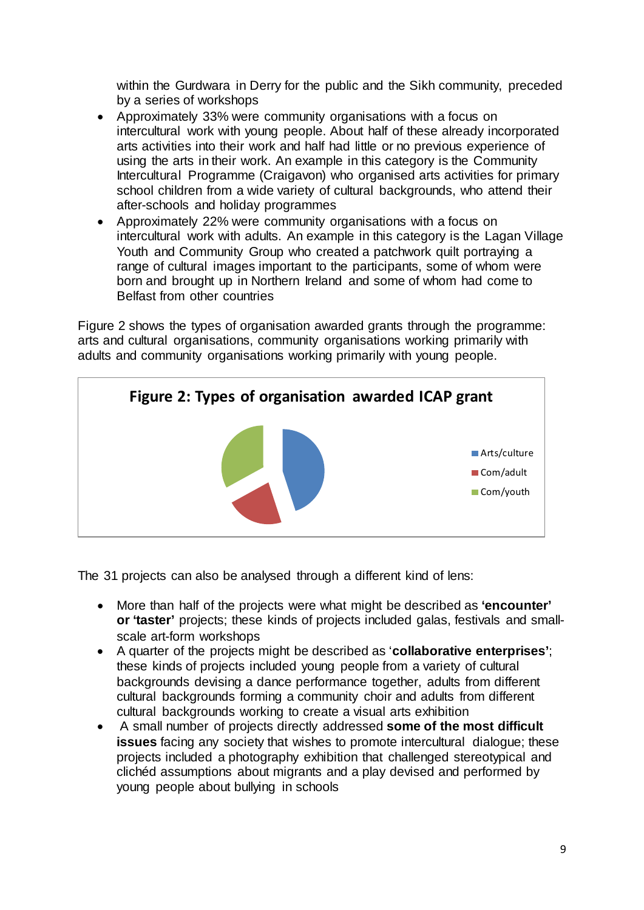within the Gurdwara in Derry for the public and the Sikh community, preceded by a series of workshops

- Approximately 33% were community organisations with a focus on intercultural work with young people. About half of these already incorporated arts activities into their work and half had little or no previous experience of using the arts in their work. An example in this category is the Community Intercultural Programme (Craigavon) who organised arts activities for primary school children from a wide variety of cultural backgrounds, who attend their after-schools and holiday programmes
- Approximately 22% were community organisations with a focus on intercultural work with adults. An example in this category is the Lagan Village Youth and Community Group who created a patchwork quilt portraying a range of cultural images important to the participants, some of whom were born and brought up in Northern Ireland and some of whom had come to Belfast from other countries

Figure 2 shows the types of organisation awarded grants through the programme: arts and cultural organisations, community organisations working primarily with adults and community organisations working primarily with young people.

**Figure 2: Types of organisation awarded ICAP grant**

- Arts/culture
- Com/adult
- Com/youth

The 31 projects can also be analysed through a different kind of lens:

- More than half of the projects were what might be described as **'encounter' or 'taster'** projects; these kinds of projects included galas, festivals and small-scale art-form workshops
- A quarter of the projects might be described as '**collaborative enterprises'**; these kinds of projects included young people from a variety of cultural backgrounds devising a dance performance together, adults from different cultural backgrounds forming a community choir and adults from different cultural backgrounds working to create a visual arts exhibition
- A small number of projects directly addressed **some of the most difficult issues** facing any society that wishes to promote intercultural dialogue; these projects included a photography exhibition that challenged stereotypical and clichéd assumptions about migrants and a play devised and performed by young people about bullying in schools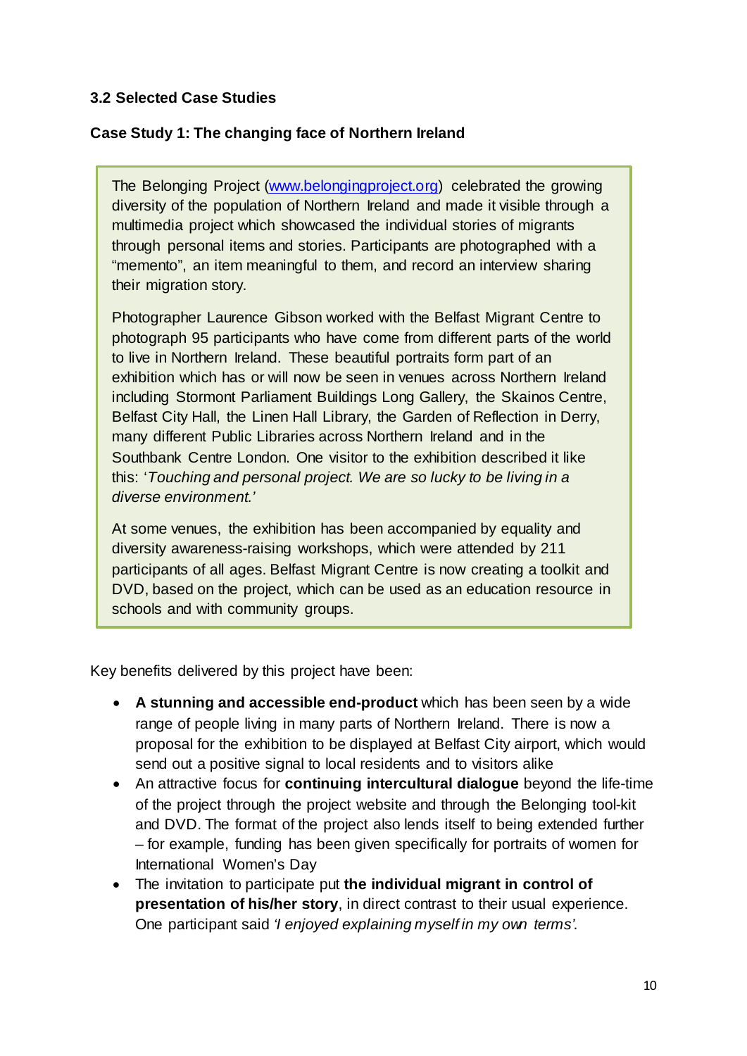### 3.2 Selected Case Studies

**Case Study 1: The changing face of Northern Ireland**

The Belonging Project ([www.belongingproject.org](http://www.belongingproject.org)) celebrated the growing diversity of the population of Northern Ireland and made it visible through a multimedia project which showcased the individual stories of migrants through personal items and stories. Participants are photographed with a "memento", an item meaningful to them, and record an interview sharing their migration story.

Photographer Laurence Gibson worked with the Belfast Migrant Centre to photograph 95 participants who have come from different parts of the world to live in Northern Ireland. These beautiful portraits form part of an exhibition which has or will now be seen in venues across Northern Ireland including Stormont Parliament Buildings Long Gallery, the Skainos Centre, Belfast City Hall, the Linen Hall Library, the Garden of Reflection in Derry, many different Public Libraries across Northern Ireland and in the Southbank Centre London. One visitor to the exhibition described it like this: '*Touching and personal project. We are so lucky to be living in a diverse environment.*'

At some venues, the exhibition has been accompanied by equality and diversity awareness-raising workshops, which were attended by 211 participants of all ages. Belfast Migrant Centre is now creating a toolkit and DVD, based on the project, which can be used as an education resource in schools and with community groups.

Key benefits delivered by this project have been:

- **A stunning and accessible end-product** which has been seen by a wide range of people living in many parts of Northern Ireland. There is now a proposal for the exhibition to be displayed at Belfast City airport, which would send out a positive signal to local residents and to visitors alike
- An attractive focus for **continuing intercultural dialogue** beyond the life-time of the project through the project website and through the Belonging tool-kit and DVD. The format of the project also lends itself to being extended further – for example, funding has been given specifically for portraits of women for International Women's Day
- The invitation to participate put **the individual migrant in control of presentation of his/her story**, in direct contrast to their usual experience. One participant said *'I enjoyed explaining myself in my own terms'*.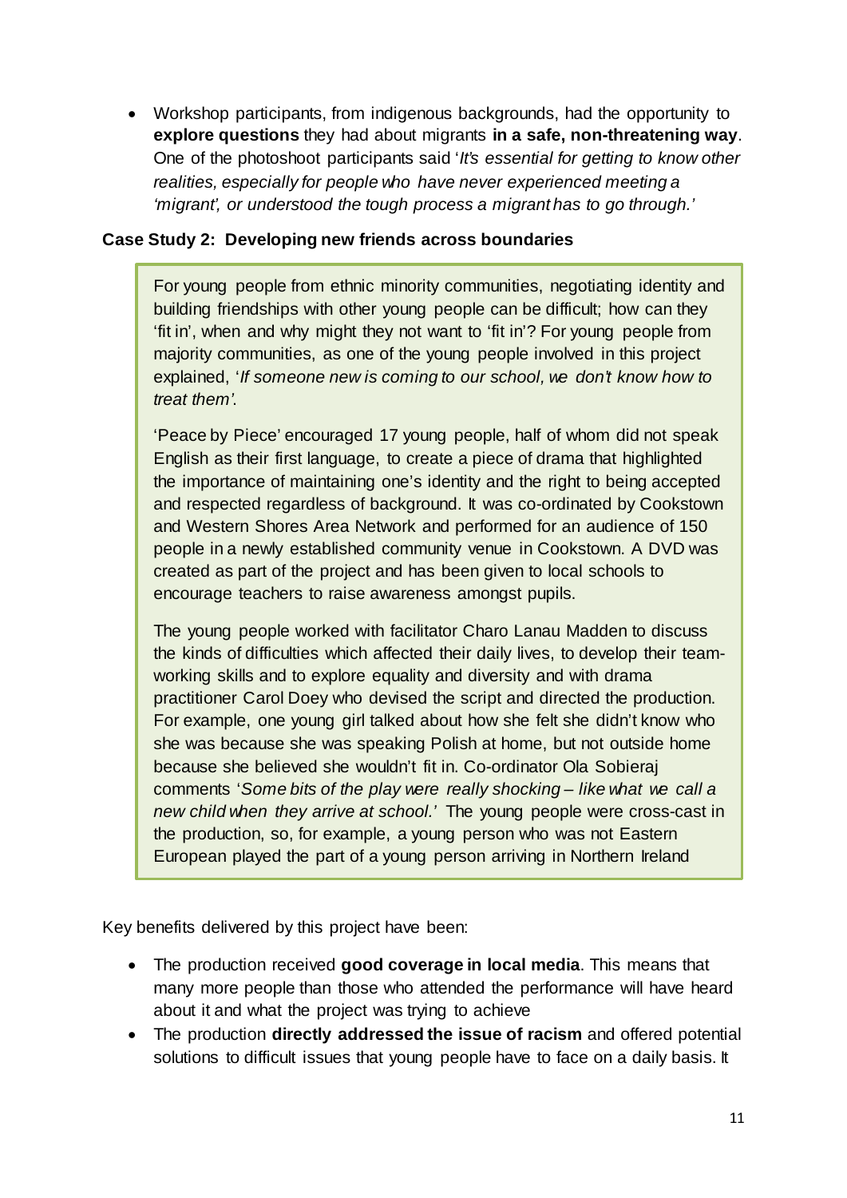- Workshop participants, from indigenous backgrounds, had the opportunity to **explore questions** they had about migrants **in a safe, non-threatening way**. One of the photoshoot participants said '*It's essential for getting to know other realities, especially for people who have never experienced meeting a 'migrant', or understood the tough process a migrant has to go through.'*

**Case Study 2: Developing new friends across boundaries**

For young people from ethnic minority communities, negotiating identity and building friendships with other young people can be difficult; how can they 'fit in', when and why might they not want to 'fit in'? For young people from majority communities, as one of the young people involved in this project explained, '*If someone new is coming to our school, we don't know how to treat them'*.

'Peace by Piece' encouraged 17 young people, half of whom did not speak English as their first language, to create a piece of drama that highlighted the importance of maintaining one's identity and the right to being accepted and respected regardless of background. It was co-ordinated by Cookstown and Western Shores Area Network and performed for an audience of 150 people in a newly established community venue in Cookstown. A DVD was created as part of the project and has been given to local schools to encourage teachers to raise awareness amongst pupils.

The young people worked with facilitator Charo Lanau Madden to discuss the kinds of difficulties which affected their daily lives, to develop their team-working skills and to explore equality and diversity and with drama practitioner Carol Doey who devised the script and directed the production. For example, one young girl talked about how she felt she didn't know who she was because she was speaking Polish at home, but not outside home because she believed she wouldn't fit in. Co-ordinator Ola Sobieraj comments '*Some bits of the play were really shocking – like what we call a new child when they arrive at school.'* The young people were cross-cast in the production, so, for example, a young person who was not Eastern European played the part of a young person arriving in Northern Ireland

Key benefits delivered by this project have been:

- The production received **good coverage in local media**. This means that many more people than those who attended the performance will have heard about it and what the project was trying to achieve
- The production **directly addressed the issue of racism** and offered potential solutions to difficult issues that young people have to face on a daily basis. It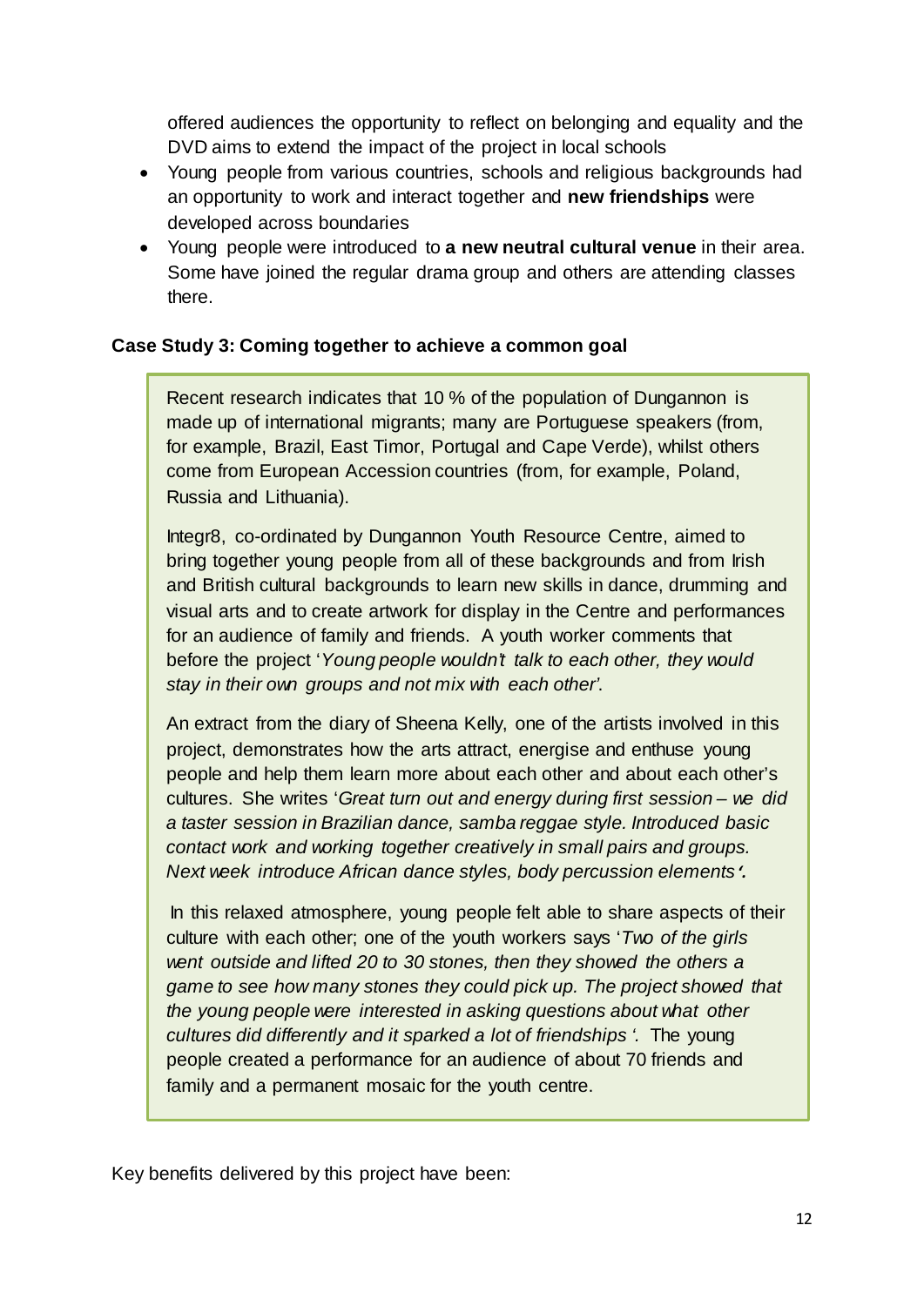offered audiences the opportunity to reflect on belonging and equality and the DVD aims to extend the impact of the project in local schools

- Young people from various countries, schools and religious backgrounds had an opportunity to work and interact together and **new friendships** were developed across boundaries
- Young people were introduced to **a new neutral cultural venue** in their area. Some have joined the regular drama group and others are attending classes there.

**Case Study 3: Coming together to achieve a common goal**

Recent research indicates that 10 % of the population of Dungannon is made up of international migrants; many are Portuguese speakers (from, for example, Brazil, East Timor, Portugal and Cape Verde), whilst others come from European Accession countries (from, for example, Poland, Russia and Lithuania).

Integr8, co-ordinated by Dungannon Youth Resource Centre, aimed to bring together young people from all of these backgrounds and from Irish and British cultural backgrounds to learn new skills in dance, drumming and visual arts and to create artwork for display in the Centre and performances for an audience of family and friends. A youth worker comments that before the project '*Young people wouldn't talk to each other, they would stay in their own groups and not mix with each other'*.

An extract from the diary of Sheena Kelly, one of the artists involved in this project, demonstrates how the arts attract, energise and enthuse young people and help them learn more about each other and about each other's cultures. She writes '*Great turn out and energy during first session – we did a taster session in Brazilian dance, samba reggae style. Introduced basic contact work and working together creatively in small pairs and groups. Next week introduce African dance styles, body percussion elements*'.

In this relaxed atmosphere, young people felt able to share aspects of their culture with each other; one of the youth workers says '*Two of the girls went outside and lifted 20 to 30 stones, then they showed the others a game to see how many stones they could pick up. The project showed that the young people were interested in asking questions about what other cultures did differently and it sparked a lot of friendships '.* The young people created a performance for an audience of about 70 friends and family and a permanent mosaic for the youth centre.

Key benefits delivered by this project have been: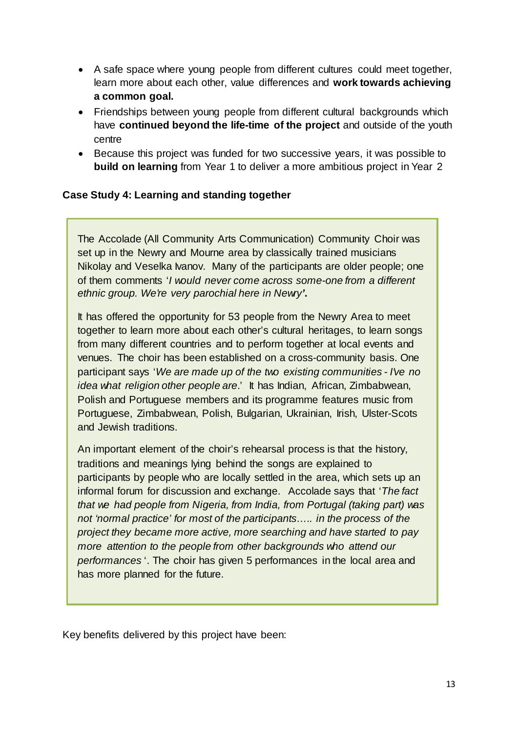- A safe space where young people from different cultures could meet together, learn more about each other, value differences and **work towards achieving a common goal.**
- Friendships between young people from different cultural backgrounds which have **continued beyond the life-time of the project** and outside of the youth centre
- Because this project was funded for two successive years, it was possible to **build on learning** from Year 1 to deliver a more ambitious project in Year 2

### Case Study 4: Learning and standing together

The Accolade (All Community Arts Communication) Community Choir was set up in the Newry and Mourne area by classically trained musicians Nikolay and Veselka Ivanov. Many of the participants are older people; one of them comments '*I would never come across some-one from a different ethnic group. We're very parochial here in Newry***'.**

It has offered the opportunity for 53 people from the Newry Area to meet together to learn more about each other's cultural heritages, to learn songs from many different countries and to perform together at local events and venues. The choir has been established on a cross-community basis. One participant says '*We are made up of the two existing communities - I've no idea what religion other people are*.' It has Indian, African, Zimbabwean, Polish and Portuguese members and its programme features music from Portuguese, Zimbabwean, Polish, Bulgarian, Ukrainian, Irish, Ulster-Scots and Jewish traditions.

An important element of the choir's rehearsal process is that the history, traditions and meanings lying behind the songs are explained to participants by people who are locally settled in the area, which sets up an informal forum for discussion and exchange. Accolade says that '*The fact that we had people from Nigeria, from India, from Portugal (taking part) was not 'normal practice' for most of the participants….. in the process of the project they became more active, more searching and have started to pay more attention to the people from other backgrounds who attend our performances* '. The choir has given 5 performances in the local area and has more planned for the future.

Key benefits delivered by this project have been: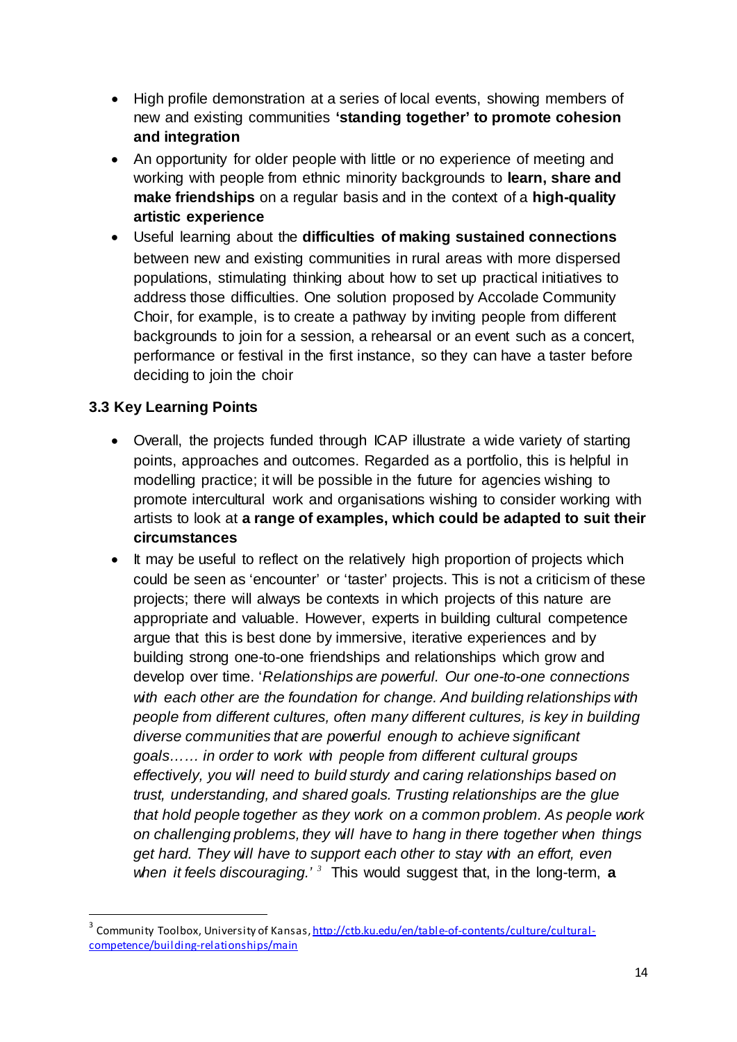- High profile demonstration at a series of local events, showing members of new and existing communities **'standing together' to promote cohesion and integration**
- An opportunity for older people with little or no experience of meeting and working with people from ethnic minority backgrounds to **learn, share and make friendships** on a regular basis and in the context of a **high-quality artistic experience**
- Useful learning about the **difficulties of making sustained connections** between new and existing communities in rural areas with more dispersed populations, stimulating thinking about how to set up practical initiatives to address those difficulties. One solution proposed by Accolade Community Choir, for example, is to create a pathway by inviting people from different backgrounds to join for a session, a rehearsal or an event such as a concert, performance or festival in the first instance, so they can have a taster before deciding to join the choir

### 3.3 Key Learning Points

- Overall, the projects funded through ICAP illustrate a wide variety of starting points, approaches and outcomes. Regarded as a portfolio, this is helpful in modelling practice; it will be possible in the future for agencies wishing to promote intercultural work and organisations wishing to consider working with artists to look at **a range of examples, which could be adapted to suit their circumstances**
- It may be useful to reflect on the relatively high proportion of projects which could be seen as 'encounter' or 'taster' projects. This is not a criticism of these projects; there will always be contexts in which projects of this nature are appropriate and valuable. However, experts in building cultural competence argue that this is best done by immersive, iterative experiences and by building strong one-to-one friendships and relationships which grow and develop over time. '*Relationships are powerful. Our one-to-one connections with each other are the foundation for change. And building relationships with people from different cultures, often many different cultures, is key in building diverse communities that are powerful enough to achieve significant goals…… in order to work with people from different cultural groups effectively, you will need to build sturdy and caring relationships based on trust, understanding, and shared goals. Trusting relationships are the glue that hold people together as they work on a common problem. As people work on challenging problems, they will have to hang in there together when things get hard. They will have to support each other to stay with an effort, even when it feels discouraging.*'[3] This would suggest that, in the long-term, **a**

[3] Community Toolbox, University of Kansas, http://ctb.ku.edu/en/table-of-contents/culture/cultural-competence/building-relationships/main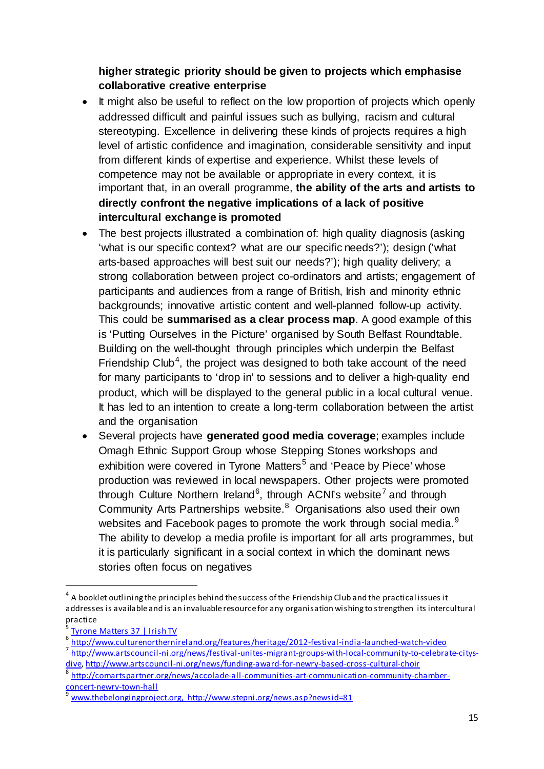**higher strategic priority should be given to projects which emphasise collaborative creative enterprise**

- It might also be useful to reflect on the low proportion of projects which openly addressed difficult and painful issues such as bullying, racism and cultural stereotyping. Excellence in delivering these kinds of projects requires a high level of artistic confidence and imagination, considerable sensitivity and input from different kinds of expertise and experience. Whilst these levels of competence may not be available or appropriate in every context, it is important that, in an overall programme, **the ability of the arts and artists to directly confront the negative implications of a lack of positive intercultural exchange is promoted**
- The best projects illustrated a combination of: high quality diagnosis (asking 'what is our specific context? what are our specific needs?'); design ('what arts-based approaches will best suit our needs?'); high quality delivery; a strong collaboration between project co-ordinators and artists; engagement of participants and audiences from a range of British, Irish and minority ethnic backgrounds; innovative artistic content and well-planned follow-up activity. This could be **summarised as a clear process map**. A good example of this is 'Putting Ourselves in the Picture' organised by South Belfast Roundtable. Building on the well-thought through principles which underpin the Belfast Friendship Club[4], the project was designed to both take account of the need for many participants to 'drop in' to sessions and to deliver a high-quality end product, which will be displayed to the general public in a local cultural venue. It has led to an intention to create a long-term collaboration between the artist and the organisation
- Several projects have **generated good media coverage**; examples include Omagh Ethnic Support Group whose Stepping Stones workshops and exhibition were covered in Tyrone Matters[5] and 'Peace by Piece' whose production was reviewed in local newspapers. Other projects were promoted through Culture Northern Ireland[6], through ACNI's website[7] and through Community Arts Partnerships website.[8] Organisations also used their own websites and Facebook pages to promote the work through social media.[9] The ability to develop a media profile is important for all arts programmes, but it is particularly significant in a social context in which the dominant news stories often focus on negatives

---

[4] A booklet outlining the principles behind the success of the Friendship Club and the practical issues it addresses is available and is an invaluable resource for any organisation wishing to strengthen its intercultural practice

[5] Tyrone Matters 37 | Irish TV

[6] http://www.culturenorthernireland.org/features/heritage/2012-festival-india-launched-watch-video

[7] http://www.artscouncil-ni.org/news/festival-unites-migrant-groups-with-local-community-to-celebrate-citys-dive, http://www.artscouncil-ni.org/news/funding-award-for-newry-based-cross-cultural-choir

[8] http://comartspartner.org/news/accolade-all-communities-art-communication-community-chamber-concert-newry-town-hall

[9] www.thebelongingproject.org, http://www.stepni.org/news.asp?newsid=81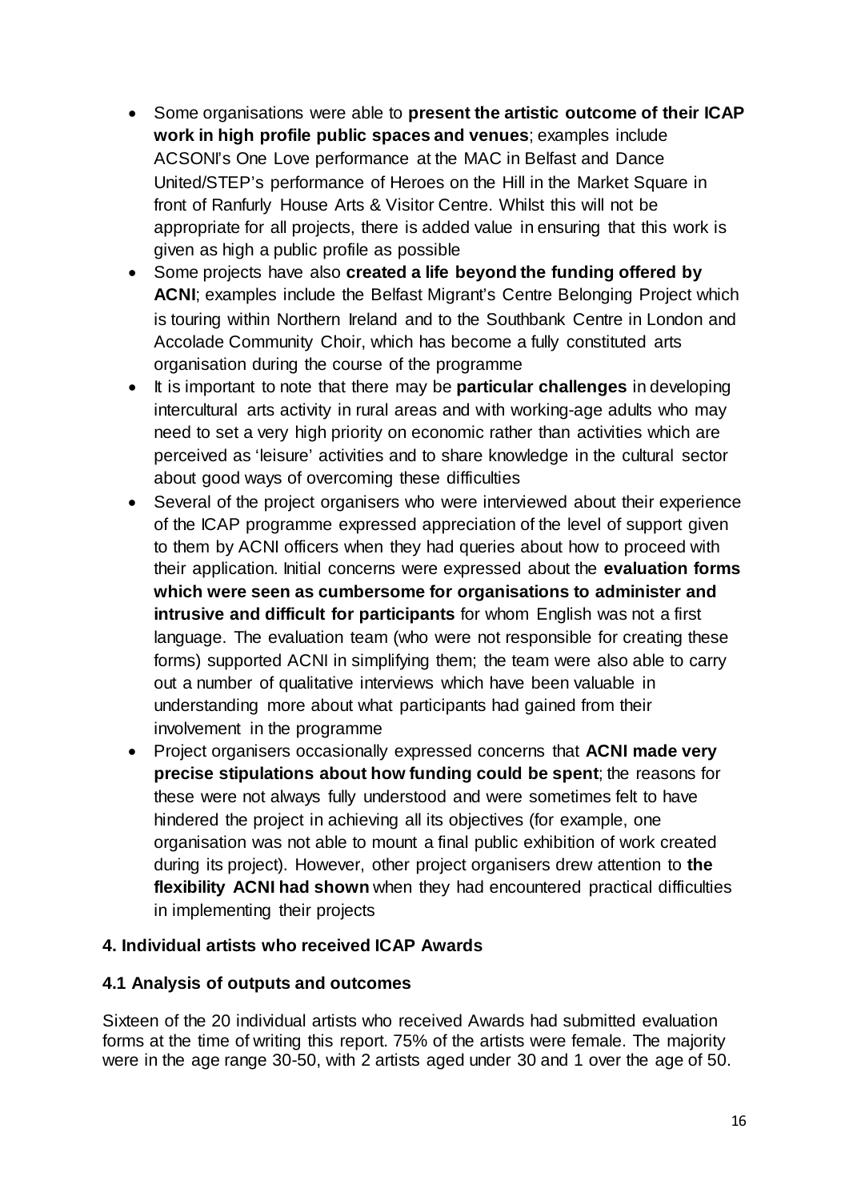- Some organisations were able to **present the artistic outcome of their ICAP work in high profile public spaces and venues**; examples include ACSONI's One Love performance at the MAC in Belfast and Dance United/STEP's performance of Heroes on the Hill in the Market Square in front of Ranfurly House Arts & Visitor Centre. Whilst this will not be appropriate for all projects, there is added value in ensuring that this work is given as high a public profile as possible
- Some projects have also **created a life beyond the funding offered by ACNI**; examples include the Belfast Migrant's Centre Belonging Project which is touring within Northern Ireland and to the Southbank Centre in London and Accolade Community Choir, which has become a fully constituted arts organisation during the course of the programme
- It is important to note that there may be **particular challenges** in developing intercultural arts activity in rural areas and with working-age adults who may need to set a very high priority on economic rather than activities which are perceived as 'leisure' activities and to share knowledge in the cultural sector about good ways of overcoming these difficulties
- Several of the project organisers who were interviewed about their experience of the ICAP programme expressed appreciation of the level of support given to them by ACNI officers when they had queries about how to proceed with their application. Initial concerns were expressed about the **evaluation forms which were seen as cumbersome for organisations to administer and intrusive and difficult for participants** for whom English was not a first language. The evaluation team (who were not responsible for creating these forms) supported ACNI in simplifying them; the team were also able to carry out a number of qualitative interviews which have been valuable in understanding more about what participants had gained from their involvement in the programme
- Project organisers occasionally expressed concerns that **ACNI made very precise stipulations about how funding could be spent**; the reasons for these were not always fully understood and were sometimes felt to have hindered the project in achieving all its objectives (for example, one organisation was not able to mount a final public exhibition of work created during its project). However, other project organisers drew attention to **the flexibility ACNI had shown** when they had encountered practical difficulties in implementing their projects

## 4. Individual artists who received ICAP Awards

### 4.1 Analysis of outputs and outcomes

Sixteen of the 20 individual artists who received Awards had submitted evaluation forms at the time of writing this report. 75% of the artists were female. The majority were in the age range 30-50, with 2 artists aged under 30 and 1 over the age of 50.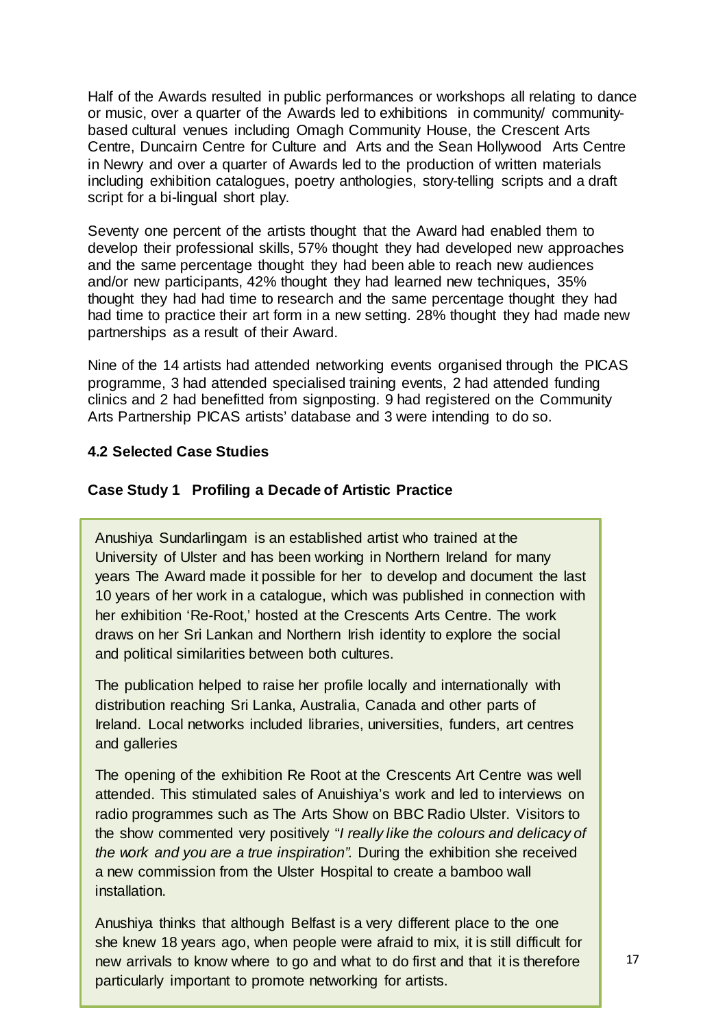Half of the Awards resulted in public performances or workshops all relating to dance or music, over a quarter of the Awards led to exhibitions in community/ community-based cultural venues including Omagh Community House, the Crescent Arts Centre, Duncairn Centre for Culture and Arts and the Sean Hollywood Arts Centre in Newry and over a quarter of Awards led to the production of written materials including exhibition catalogues, poetry anthologies, story-telling scripts and a draft script for a bi-lingual short play.

Seventy one percent of the artists thought that the Award had enabled them to develop their professional skills, 57% thought they had developed new approaches and the same percentage thought they had been able to reach new audiences and/or new participants, 42% thought they had learned new techniques, 35% thought they had had time to research and the same percentage thought they had had time to practice their art form in a new setting. 28% thought they had made new partnerships as a result of their Award.

Nine of the 14 artists had attended networking events organised through the PICAS programme, 3 had attended specialised training events, 2 had attended funding clinics and 2 had benefitted from signposting. 9 had registered on the Community Arts Partnership PICAS artists' database and 3 were intending to do so.

### 4.2 Selected Case Studies

#### Case Study 1 Profiling a Decade of Artistic Practice

Anushiya Sundarlingam is an established artist who trained at the University of Ulster and has been working in Northern Ireland for many years The Award made it possible for her to develop and document the last 10 years of her work in a catalogue, which was published in connection with her exhibition 'Re-Root,' hosted at the Crescents Arts Centre. The work draws on her Sri Lankan and Northern Irish identity to explore the social and political similarities between both cultures.

The publication helped to raise her profile locally and internationally with distribution reaching Sri Lanka, Australia, Canada and other parts of Ireland. Local networks included libraries, universities, funders, art centres and galleries

The opening of the exhibition Re Root at the Crescents Art Centre was well attended. This stimulated sales of Anuishiya's work and led to interviews on radio programmes such as The Arts Show on BBC Radio Ulster. Visitors to the show commented very positively *"I really like the colours and delicacy of the work and you are a true inspiration".* During the exhibition she received a new commission from the Ulster Hospital to create a bamboo wall installation.

Anushiya thinks that although Belfast is a very different place to the one she knew 18 years ago, when people were afraid to mix, it is still difficult for new arrivals to know where to go and what to do first and that it is therefore particularly important to promote networking for artists.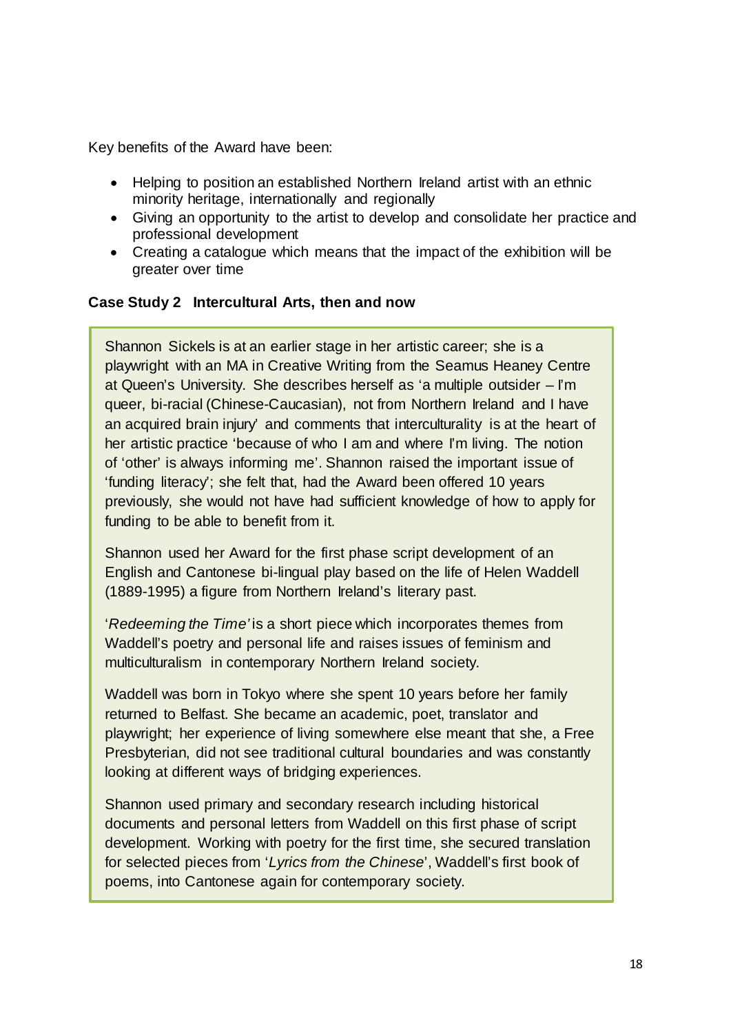Key benefits of the Award have been:

- Helping to position an established Northern Ireland artist with an ethnic minority heritage, internationally and regionally
- Giving an opportunity to the artist to develop and consolidate her practice and professional development
- Creating a catalogue which means that the impact of the exhibition will be greater over time

**Case Study 2 Intercultural Arts, then and now**

Shannon Sickels is at an earlier stage in her artistic career; she is a playwright with an MA in Creative Writing from the Seamus Heaney Centre at Queen's University. She describes herself as 'a multiple outsider – I'm queer, bi-racial (Chinese-Caucasian), not from Northern Ireland and I have an acquired brain injury' and comments that interculturality is at the heart of her artistic practice 'because of who I am and where I'm living. The notion of 'other' is always informing me'. Shannon raised the important issue of 'funding literacy'; she felt that, had the Award been offered 10 years previously, she would not have had sufficient knowledge of how to apply for funding to be able to benefit from it.

Shannon used her Award for the first phase script development of an English and Cantonese bi-lingual play based on the life of Helen Waddell (1889-1995) a figure from Northern Ireland's literary past.

'*Redeeming the Time'* is a short piece which incorporates themes from Waddell's poetry and personal life and raises issues of feminism and multiculturalism in contemporary Northern Ireland society.

Waddell was born in Tokyo where she spent 10 years before her family returned to Belfast. She became an academic, poet, translator and playwright; her experience of living somewhere else meant that she, a Free Presbyterian, did not see traditional cultural boundaries and was constantly looking at different ways of bridging experiences.

Shannon used primary and secondary research including historical documents and personal letters from Waddell on this first phase of script development. Working with poetry for the first time, she secured translation for selected pieces from '*Lyrics from the Chinese*', Waddell's first book of poems, into Cantonese again for contemporary society.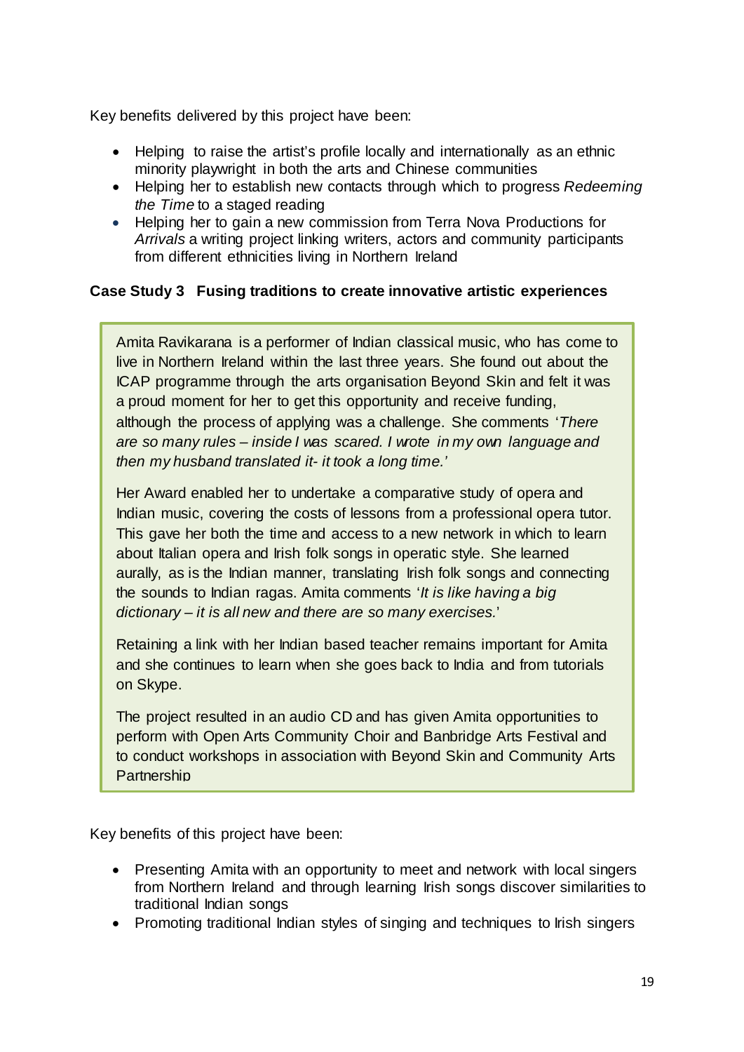Key benefits delivered by this project have been:

- Helping to raise the artist's profile locally and internationally as an ethnic minority playwright in both the arts and Chinese communities
- Helping her to establish new contacts through which to progress *Redeeming the Time* to a staged reading
- Helping her to gain a new commission from Terra Nova Productions for *Arrivals* a writing project linking writers, actors and community participants from different ethnicities living in Northern Ireland

### Case Study 3 Fusing traditions to create innovative artistic experiences

Amita Ravikarana is a performer of Indian classical music, who has come to live in Northern Ireland within the last three years. She found out about the ICAP programme through the arts organisation Beyond Skin and felt it was a proud moment for her to get this opportunity and receive funding, although the process of applying was a challenge. She comments '*There are so many rules – inside I was scared. I wrote in my own language and then my husband translated it- it took a long time.'*

Her Award enabled her to undertake a comparative study of opera and Indian music, covering the costs of lessons from a professional opera tutor. This gave her both the time and access to a new network in which to learn about Italian opera and Irish folk songs in operatic style. She learned aurally, as is the Indian manner, translating Irish folk songs and connecting the sounds to Indian ragas. Amita comments '*It is like having a big dictionary – it is all new and there are so many exercises.*'

Retaining a link with her Indian based teacher remains important for Amita and she continues to learn when she goes back to India and from tutorials on Skype.

The project resulted in an audio CD and has given Amita opportunities to perform with Open Arts Community Choir and Banbridge Arts Festival and to conduct workshops in association with Beyond Skin and Community Arts Partnership

Key benefits of this project have been:

- Presenting Amita with an opportunity to meet and network with local singers from Northern Ireland and through learning Irish songs discover similarities to traditional Indian songs
- Promoting traditional Indian styles of singing and techniques to Irish singers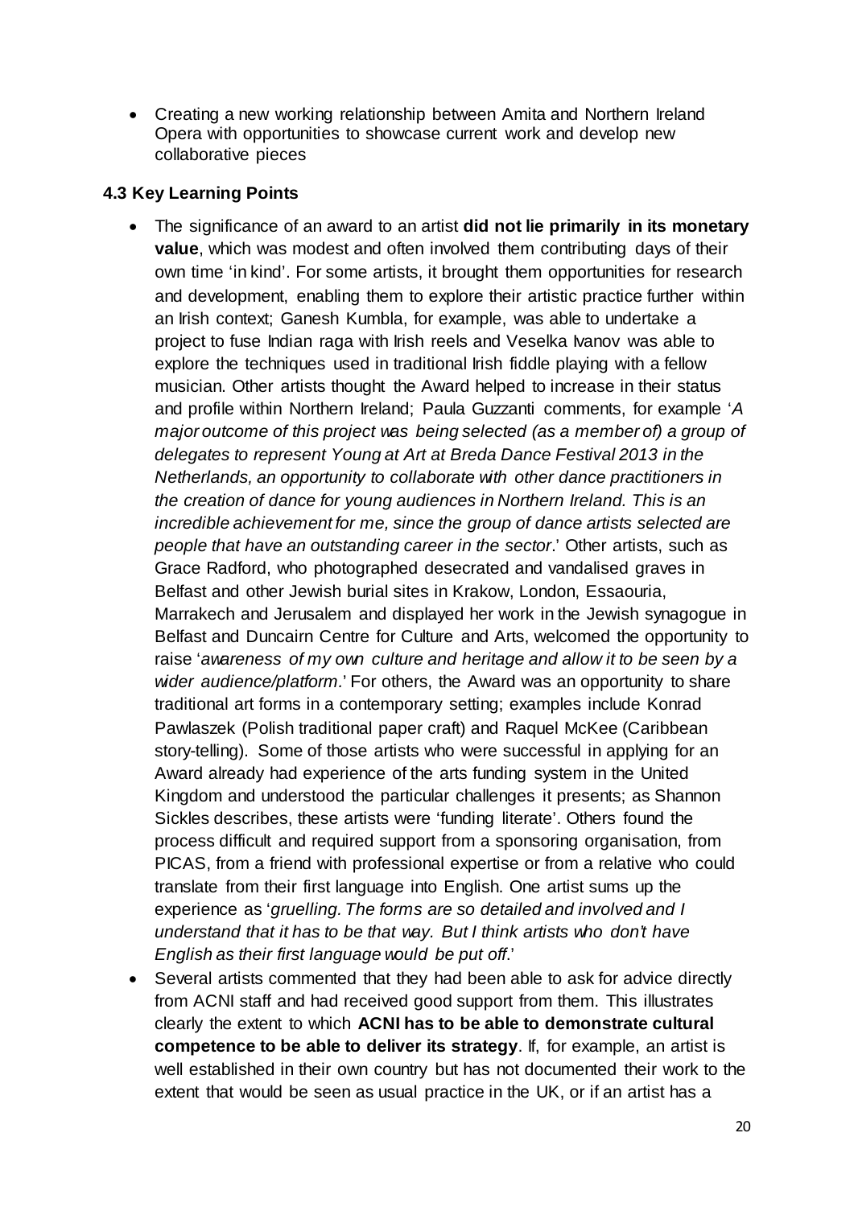- Creating a new working relationship between Amita and Northern Ireland Opera with opportunities to showcase current work and develop new collaborative pieces

### 4.3 Key Learning Points

- The significance of an award to an artist **did not lie primarily in its monetary value**, which was modest and often involved them contributing days of their own time 'in kind'. For some artists, it brought them opportunities for research and development, enabling them to explore their artistic practice further within an Irish context; Ganesh Kumbla, for example, was able to undertake a project to fuse Indian raga with Irish reels and Veselka Ivanov was able to explore the techniques used in traditional Irish fiddle playing with a fellow musician. Other artists thought the Award helped to increase in their status and profile within Northern Ireland; Paula Guzzanti comments, for example '*A major outcome of this project was being selected (as a member of) a group of delegates to represent Young at Art at Breda Dance Festival 2013 in the Netherlands, an opportunity to collaborate with other dance practitioners in the creation of dance for young audiences in Northern Ireland. This is an incredible achievement for me, since the group of dance artists selected are people that have an outstanding career in the sector*.' Other artists, such as Grace Radford, who photographed desecrated and vandalised graves in Belfast and other Jewish burial sites in Krakow, London, Essaouria, Marrakech and Jerusalem and displayed her work in the Jewish synagogue in Belfast and Duncairn Centre for Culture and Arts, welcomed the opportunity to raise '*awareness of my own culture and heritage and allow it to be seen by a wider audience/platform*.' For others, the Award was an opportunity to share traditional art forms in a contemporary setting; examples include Konrad Pawlaszek (Polish traditional paper craft) and Raquel McKee (Caribbean story-telling). Some of those artists who were successful in applying for an Award already had experience of the arts funding system in the United Kingdom and understood the particular challenges it presents; as Shannon Sickles describes, these artists were 'funding literate'. Others found the process difficult and required support from a sponsoring organisation, from PICAS, from a friend with professional expertise or from a relative who could translate from their first language into English. One artist sums up the experience as '*gruelling. The forms are so detailed and involved and I understand that it has to be that way. But I think artists who don't have English as their first language would be put off*.'
- Several artists commented that they had been able to ask for advice directly from ACNI staff and had received good support from them. This illustrates clearly the extent to which **ACNI has to be able to demonstrate cultural competence to be able to deliver its strategy**. If, for example, an artist is well established in their own country but has not documented their work to the extent that would be seen as usual practice in the UK, or if an artist has a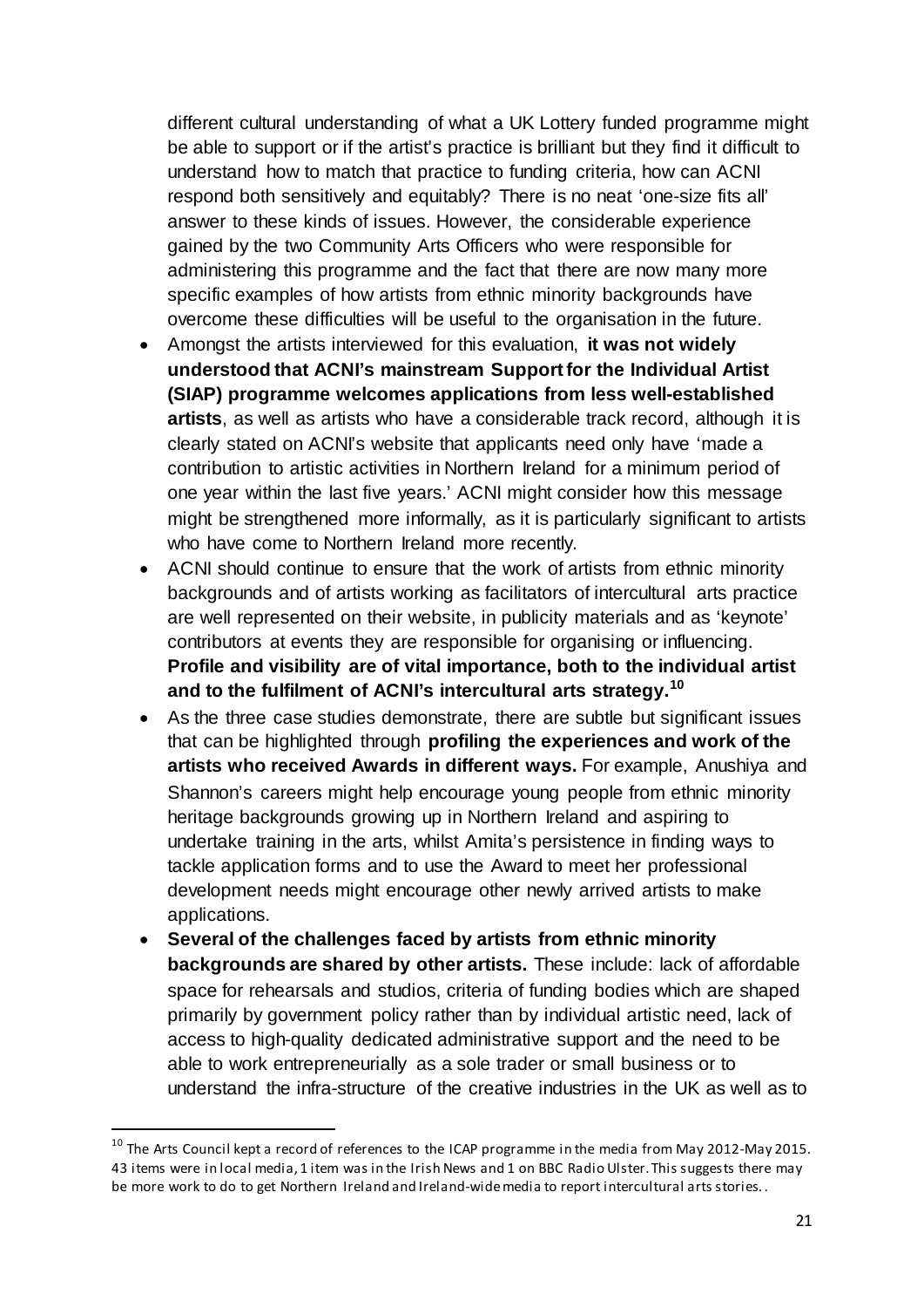different cultural understanding of what a UK Lottery funded programme might be able to support or if the artist's practice is brilliant but they find it difficult to understand how to match that practice to funding criteria, how can ACNI respond both sensitively and equitably? There is no neat 'one-size fits all' answer to these kinds of issues. However, the considerable experience gained by the two Community Arts Officers who were responsible for administering this programme and the fact that there are now many more specific examples of how artists from ethnic minority backgrounds have overcome these difficulties will be useful to the organisation in the future.

- Amongst the artists interviewed for this evaluation, **it was not widely understood that ACNI's mainstream Support for the Individual Artist (SIAP) programme welcomes applications from less well-established artists**, as well as artists who have a considerable track record, although it is clearly stated on ACNI's website that applicants need only have 'made a contribution to artistic activities in Northern Ireland for a minimum period of one year within the last five years.' ACNI might consider how this message might be strengthened more informally, as it is particularly significant to artists who have come to Northern Ireland more recently.
- ACNI should continue to ensure that the work of artists from ethnic minority backgrounds and of artists working as facilitators of intercultural arts practice are well represented on their website, in publicity materials and as 'keynote' contributors at events they are responsible for organising or influencing. **Profile and visibility are of vital importance, both to the individual artist and to the fulfilment of ACNI's intercultural arts strategy.**[10]
- As the three case studies demonstrate, there are subtle but significant issues that can be highlighted through **profiling the experiences and work of the artists who received Awards in different ways.** For example, Anushiya and Shannon's careers might help encourage young people from ethnic minority heritage backgrounds growing up in Northern Ireland and aspiring to undertake training in the arts, whilst Amita's persistence in finding ways to tackle application forms and to use the Award to meet her professional development needs might encourage other newly arrived artists to make applications.
- **Several of the challenges faced by artists from ethnic minority backgrounds are shared by other artists.** These include: lack of affordable space for rehearsals and studios, criteria of funding bodies which are shaped primarily by government policy rather than by individual artistic need, lack of access to high-quality dedicated administrative support and the need to be able to work entrepreneurially as a sole trader or small business or to understand the infra-structure of the creative industries in the UK as well as to

---

[10] The Arts Council kept a record of references to the ICAP programme in the media from May 2012-May 2015. 43 items were in local media, 1 item was in the Irish News and 1 on BBC Radio Ulster. This suggests there may be more work to do to get Northern Ireland and Ireland-wide media to report intercultural arts stories..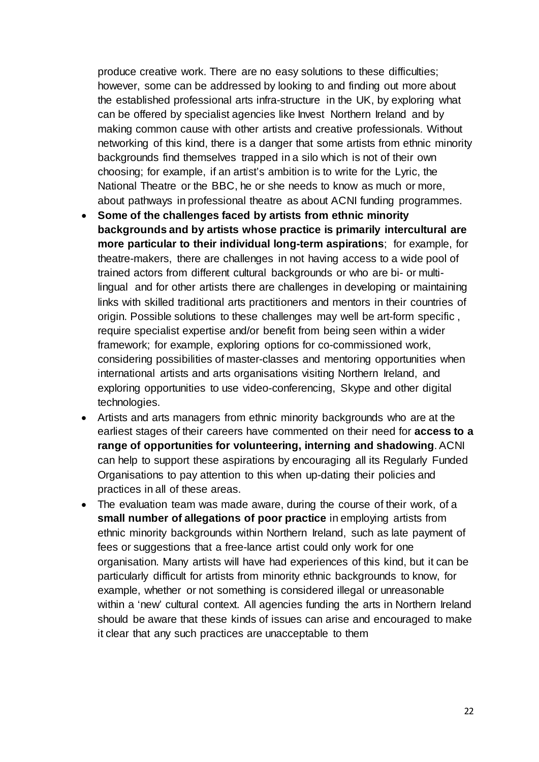produce creative work. There are no easy solutions to these difficulties; however, some can be addressed by looking to and finding out more about the established professional arts infra-structure in the UK, by exploring what can be offered by specialist agencies like Invest Northern Ireland and by making common cause with other artists and creative professionals. Without networking of this kind, there is a danger that some artists from ethnic minority backgrounds find themselves trapped in a silo which is not of their own choosing; for example, if an artist's ambition is to write for the Lyric, the National Theatre or the BBC, he or she needs to know as much or more, about pathways in professional theatre as about ACNI funding programmes.

- **Some of the challenges faced by artists from ethnic minority backgrounds and by artists whose practice is primarily intercultural are more particular to their individual long-term aspirations**; for example, for theatre-makers, there are challenges in not having access to a wide pool of trained actors from different cultural backgrounds or who are bi- or multi-lingual and for other artists there are challenges in developing or maintaining links with skilled traditional arts practitioners and mentors in their countries of origin. Possible solutions to these challenges may well be art-form specific , require specialist expertise and/or benefit from being seen within a wider framework; for example, exploring options for co-commissioned work, considering possibilities of master-classes and mentoring opportunities when international artists and arts organisations visiting Northern Ireland, and exploring opportunities to use video-conferencing, Skype and other digital technologies.
- Artists and arts managers from ethnic minority backgrounds who are at the earliest stages of their careers have commented on their need for **access to a range of opportunities for volunteering, interning and shadowing**. ACNI can help to support these aspirations by encouraging all its Regularly Funded Organisations to pay attention to this when up-dating their policies and practices in all of these areas.
- The evaluation team was made aware, during the course of their work, of a **small number of allegations of poor practice** in employing artists from ethnic minority backgrounds within Northern Ireland, such as late payment of fees or suggestions that a free-lance artist could only work for one organisation. Many artists will have had experiences of this kind, but it can be particularly difficult for artists from minority ethnic backgrounds to know, for example, whether or not something is considered illegal or unreasonable within a 'new' cultural context. All agencies funding the arts in Northern Ireland should be aware that these kinds of issues can arise and encouraged to make it clear that any such practices are unacceptable to them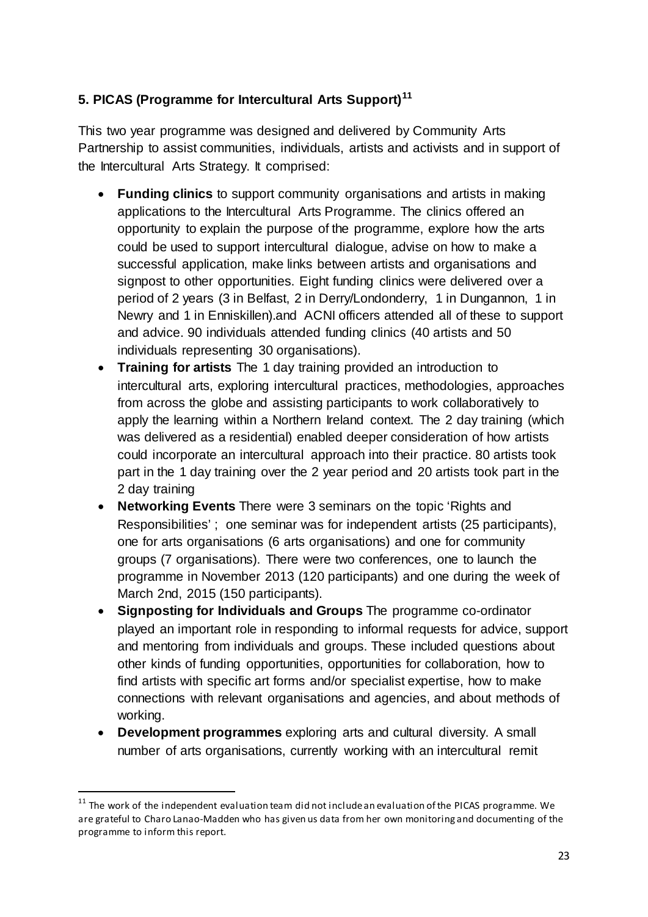## 5. PICAS (Programme for Intercultural Arts Support)[11]

This two year programme was designed and delivered by Community Arts Partnership to assist communities, individuals, artists and activists and in support of the Intercultural Arts Strategy. It comprised:

- **Funding clinics** to support community organisations and artists in making applications to the Intercultural Arts Programme. The clinics offered an opportunity to explain the purpose of the programme, explore how the arts could be used to support intercultural dialogue, advise on how to make a successful application, make links between artists and organisations and signpost to other opportunities. Eight funding clinics were delivered over a period of 2 years (3 in Belfast, 2 in Derry/Londonderry, 1 in Dungannon, 1 in Newry and 1 in Enniskillen).and ACNI officers attended all of these to support and advice. 90 individuals attended funding clinics (40 artists and 50 individuals representing 30 organisations).
- **Training for artists** The 1 day training provided an introduction to intercultural arts, exploring intercultural practices, methodologies, approaches from across the globe and assisting participants to work collaboratively to apply the learning within a Northern Ireland context. The 2 day training (which was delivered as a residential) enabled deeper consideration of how artists could incorporate an intercultural approach into their practice. 80 artists took part in the 1 day training over the 2 year period and 20 artists took part in the 2 day training
- **Networking Events** There were 3 seminars on the topic 'Rights and Responsibilities' ; one seminar was for independent artists (25 participants), one for arts organisations (6 arts organisations) and one for community groups (7 organisations). There were two conferences, one to launch the programme in November 2013 (120 participants) and one during the week of March 2nd, 2015 (150 participants).
- **Signposting for Individuals and Groups** The programme co-ordinator played an important role in responding to informal requests for advice, support and mentoring from individuals and groups. These included questions about other kinds of funding opportunities, opportunities for collaboration, how to find artists with specific art forms and/or specialist expertise, how to make connections with relevant organisations and agencies, and about methods of working.
- **Development programmes** exploring arts and cultural diversity. A small number of arts organisations, currently working with an intercultural remit

[11] The work of the independent evaluation team did not include an evaluation of the PICAS programme. We are grateful to Charo Lanao-Madden who has given us data from her own monitoring and documenting of the programme to inform this report.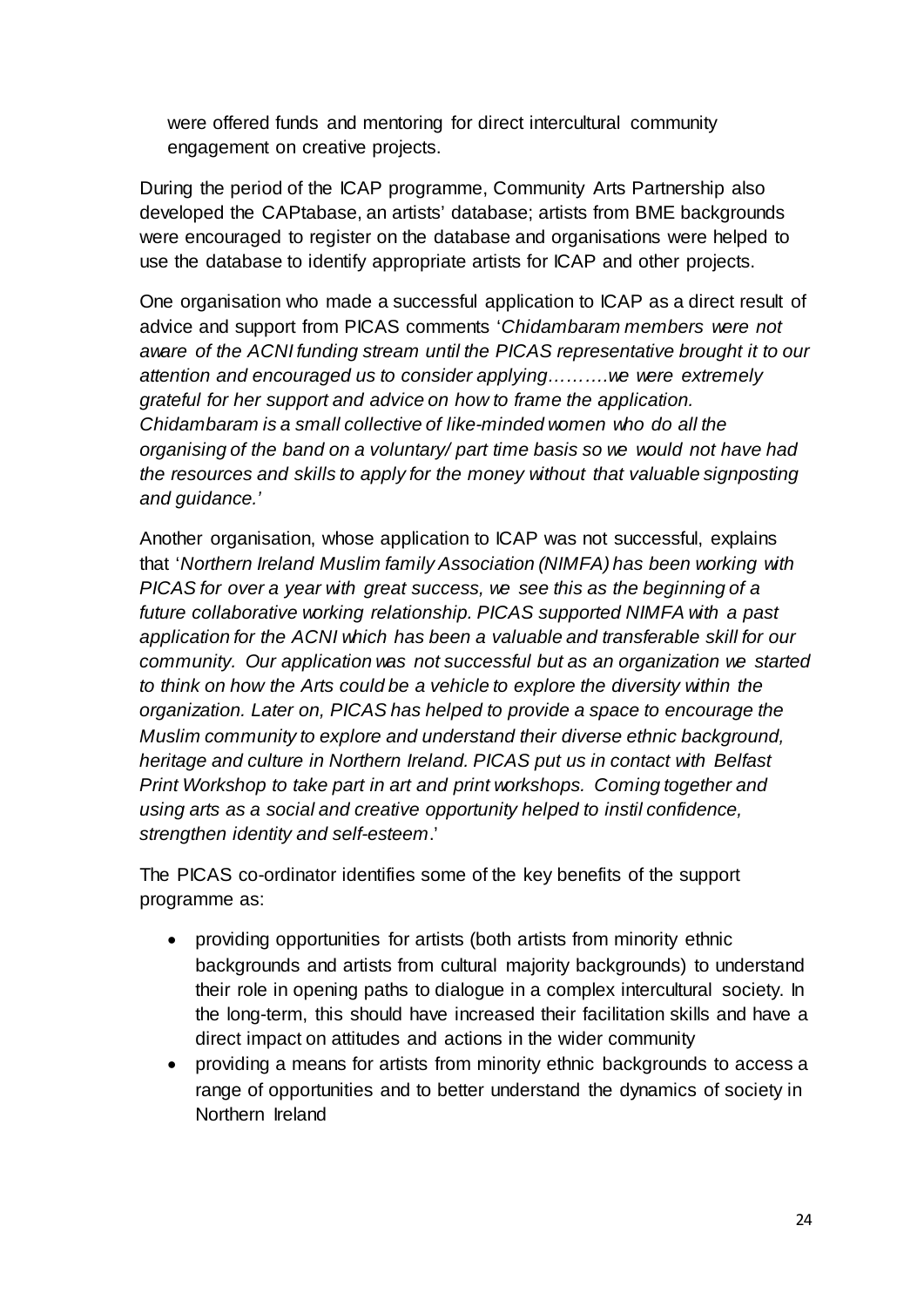were offered funds and mentoring for direct intercultural community engagement on creative projects.

During the period of the ICAP programme, Community Arts Partnership also developed the CAPtabase, an artists' database; artists from BME backgrounds were encouraged to register on the database and organisations were helped to use the database to identify appropriate artists for ICAP and other projects.

One organisation who made a successful application to ICAP as a direct result of advice and support from PICAS comments '*Chidambaram members were not aware of the ACNI funding stream until the PICAS representative brought it to our attention and encouraged us to consider applying……….we were extremely grateful for her support and advice on how to frame the application. Chidambaram is a small collective of like-minded women who do all the organising of the band on a voluntary/ part time basis so we would not have had the resources and skills to apply for the money without that valuable signposting and guidance.*'

Another organisation, whose application to ICAP was not successful, explains that '*Northern Ireland Muslim family Association (NIMFA) has been working with PICAS for over a year with great success, we see this as the beginning of a future collaborative working relationship. PICAS supported NIMFA with a past application for the ACNI which has been a valuable and transferable skill for our community. Our application was not successful but as an organization we started to think on how the Arts could be a vehicle to explore the diversity within the organization. Later on, PICAS has helped to provide a space to encourage the Muslim community to explore and understand their diverse ethnic background, heritage and culture in Northern Ireland. PICAS put us in contact with Belfast Print Workshop to take part in art and print workshops. Coming together and using arts as a social and creative opportunity helped to instil confidence, strengthen identity and self-esteem*.'

The PICAS co-ordinator identifies some of the key benefits of the support programme as:

- providing opportunities for artists (both artists from minority ethnic backgrounds and artists from cultural majority backgrounds) to understand their role in opening paths to dialogue in a complex intercultural society. In the long-term, this should have increased their facilitation skills and have a direct impact on attitudes and actions in the wider community
- providing a means for artists from minority ethnic backgrounds to access a range of opportunities and to better understand the dynamics of society in Northern Ireland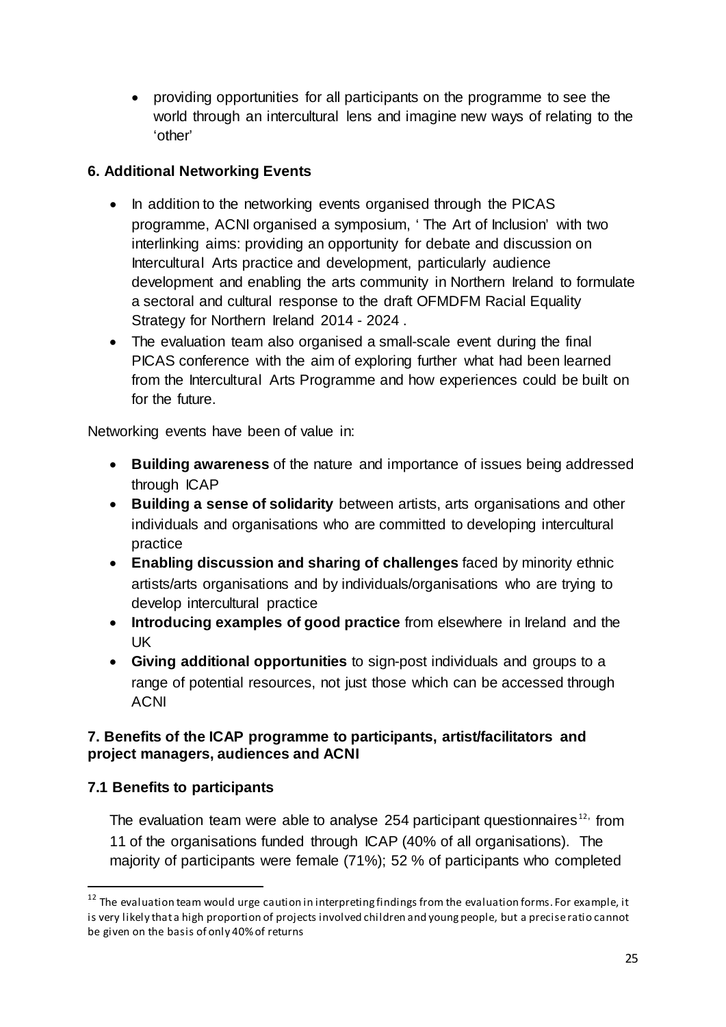- providing opportunities for all participants on the programme to see the world through an intercultural lens and imagine new ways of relating to the 'other'

### 6. Additional Networking Events

- In addition to the networking events organised through the PICAS programme, ACNI organised a symposium, ' The Art of Inclusion' with two interlinking aims: providing an opportunity for debate and discussion on Intercultural Arts practice and development, particularly audience development and enabling the arts community in Northern Ireland to formulate a sectoral and cultural response to the draft OFMDFM Racial Equality Strategy for Northern Ireland 2014 - 2024 .
- The evaluation team also organised a small-scale event during the final PICAS conference with the aim of exploring further what had been learned from the Intercultural Arts Programme and how experiences could be built on for the future.

Networking events have been of value in:

- **Building awareness** of the nature and importance of issues being addressed through ICAP
- **Building a sense of solidarity** between artists, arts organisations and other individuals and organisations who are committed to developing intercultural practice
- **Enabling discussion and sharing of challenges** faced by minority ethnic artists/arts organisations and by individuals/organisations who are trying to develop intercultural practice
- **Introducing examples of good practice** from elsewhere in Ireland and the UK
- **Giving additional opportunities** to sign-post individuals and groups to a range of potential resources, not just those which can be accessed through ACNI

### 7. Benefits of the ICAP programme to participants, artist/facilitators and project managers, audiences and ACNI

### 7.1 Benefits to participants

The evaluation team were able to analyse 254 participant questionnaires[12], from 11 of the organisations funded through ICAP (40% of all organisations). The majority of participants were female (71%); 52 % of participants who completed

[12] The evaluation team would urge caution in interpreting findings from the evaluation forms. For example, it is very likely that a high proportion of projects involved children and young people, but a precise ratio cannot be given on the basis of only 40% of returns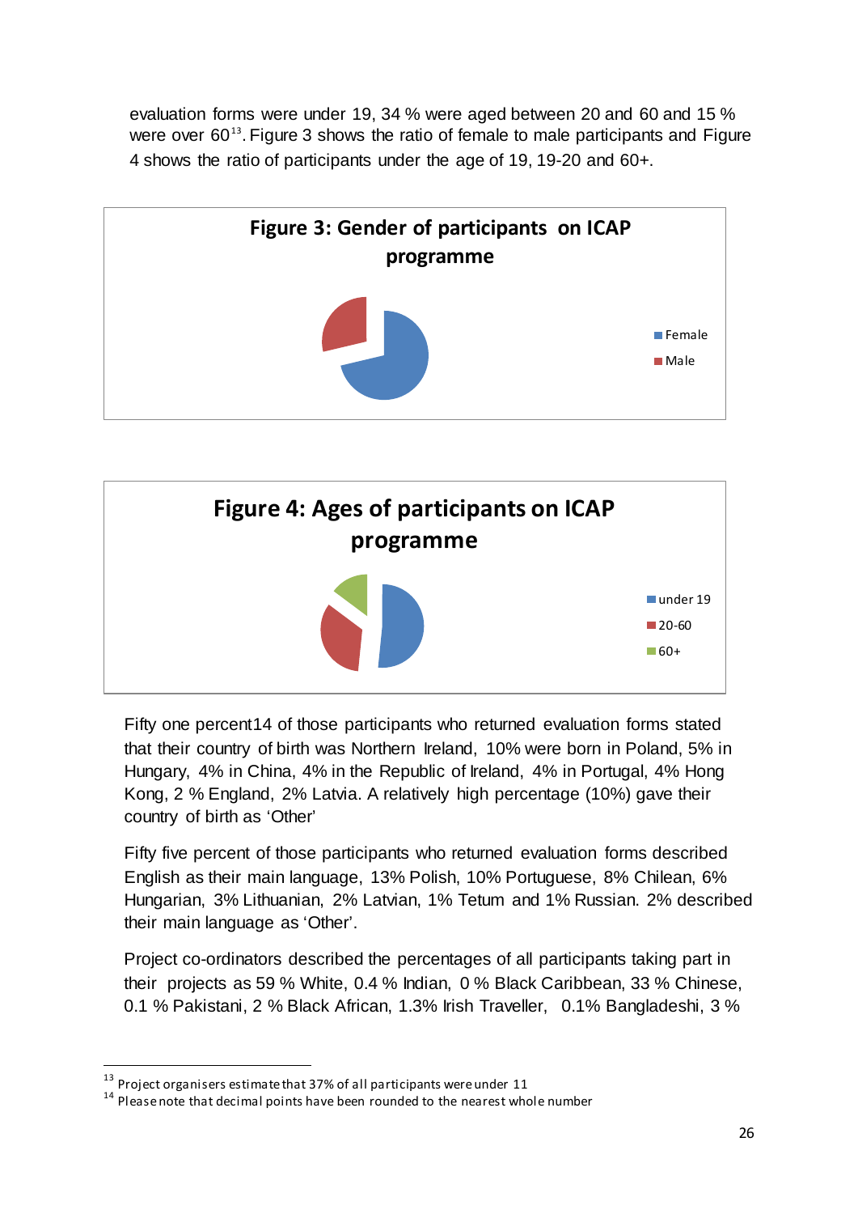evaluation forms were under 19, 34 % were aged between 20 and 60 and 15 % were over 60[13]. Figure 3 shows the ratio of female to male participants and Figure 4 shows the ratio of participants under the age of 19, 19-20 and 60+.

**Figure 3: Gender of participants on ICAP programme**

Female
Male

**Figure 4: Ages of participants on ICAP programme**

under 19
20-60
60+

Fifty one percent14 of those participants who returned evaluation forms stated that their country of birth was Northern Ireland, 10% were born in Poland, 5% in Hungary, 4% in China, 4% in the Republic of Ireland, 4% in Portugal, 4% Hong Kong, 2 % England, 2% Latvia. A relatively high percentage (10%) gave their country of birth as 'Other'

Fifty five percent of those participants who returned evaluation forms described English as their main language, 13% Polish, 10% Portuguese, 8% Chilean, 6% Hungarian, 3% Lithuanian, 2% Latvian, 1% Tetum and 1% Russian. 2% described their main language as 'Other'.

Project co-ordinators described the percentages of all participants taking part in their projects as 59 % White, 0.4 % Indian, 0 % Black Caribbean, 33 % Chinese, 0.1 % Pakistani, 2 % Black African, 1.3% Irish Traveller, 0.1% Bangladeshi, 3 %

---

[13] Project organisers estimate that 37% of all participants were under 11

[14] Please note that decimal points have been rounded to the nearest whole number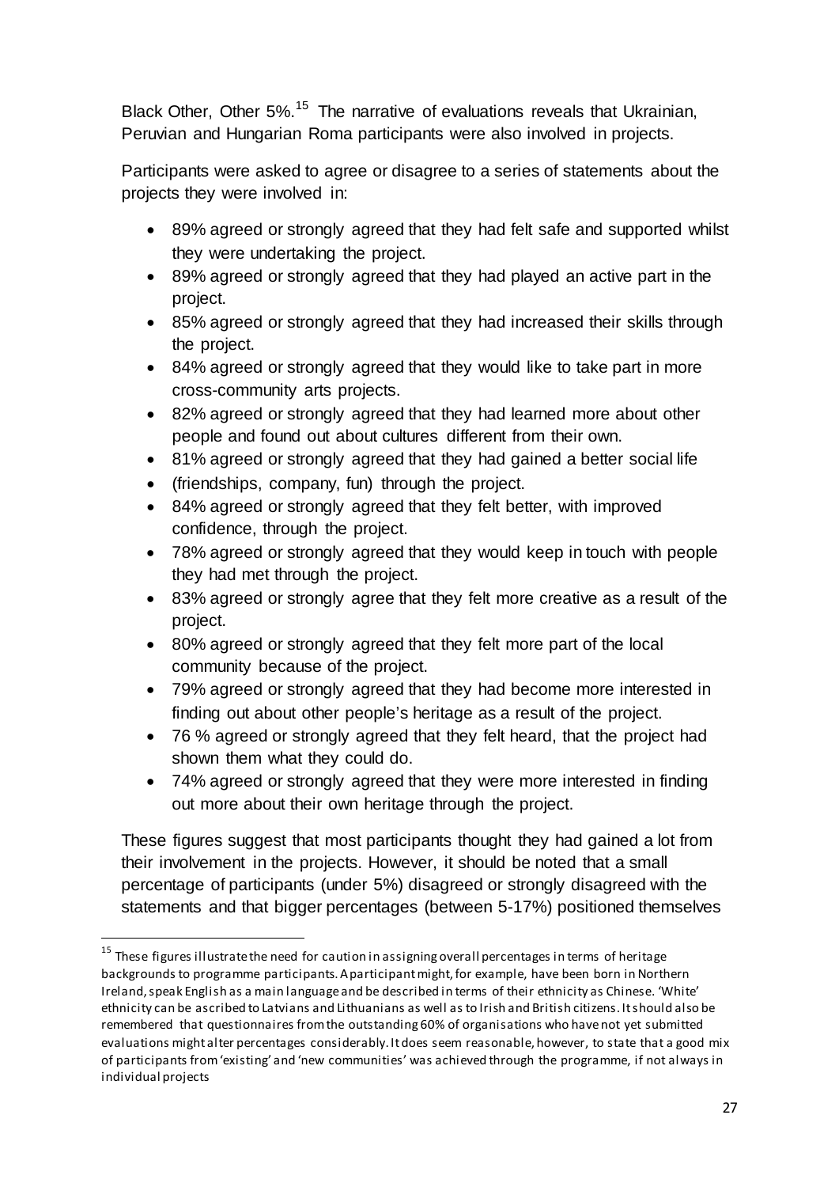Black Other, Other 5%.[15] The narrative of evaluations reveals that Ukrainian, Peruvian and Hungarian Roma participants were also involved in projects.

Participants were asked to agree or disagree to a series of statements about the projects they were involved in:

- 89% agreed or strongly agreed that they had felt safe and supported whilst they were undertaking the project.
- 89% agreed or strongly agreed that they had played an active part in the project.
- 85% agreed or strongly agreed that they had increased their skills through the project.
- 84% agreed or strongly agreed that they would like to take part in more cross-community arts projects.
- 82% agreed or strongly agreed that they had learned more about other people and found out about cultures different from their own.
- 81% agreed or strongly agreed that they had gained a better social life
- (friendships, company, fun) through the project.
- 84% agreed or strongly agreed that they felt better, with improved confidence, through the project.
- 78% agreed or strongly agreed that they would keep in touch with people they had met through the project.
- 83% agreed or strongly agree that they felt more creative as a result of the project.
- 80% agreed or strongly agreed that they felt more part of the local community because of the project.
- 79% agreed or strongly agreed that they had become more interested in finding out about other people's heritage as a result of the project.
- 76 % agreed or strongly agreed that they felt heard, that the project had shown them what they could do.
- 74% agreed or strongly agreed that they were more interested in finding out more about their own heritage through the project.

These figures suggest that most participants thought they had gained a lot from their involvement in the projects. However, it should be noted that a small percentage of participants (under 5%) disagreed or strongly disagreed with the statements and that bigger percentages (between 5-17%) positioned themselves

[15] These figures illustrate the need for caution in assigning overall percentages in terms of heritage backgrounds to programme participants. A participant might, for example, have been born in Northern Ireland, speak English as a main language and be described in terms of their ethnicity as Chinese. 'White' ethnicity can be ascribed to Latvians and Lithuanians as well as to Irish and British citizens. It should also be remembered that questionnaires from the outstanding 60% of organisations who have not yet submitted evaluations might alter percentages considerably. It does seem reasonable, however, to state that a good mix of participants from 'existing' and 'new communities' was achieved through the programme, if not always in individual projects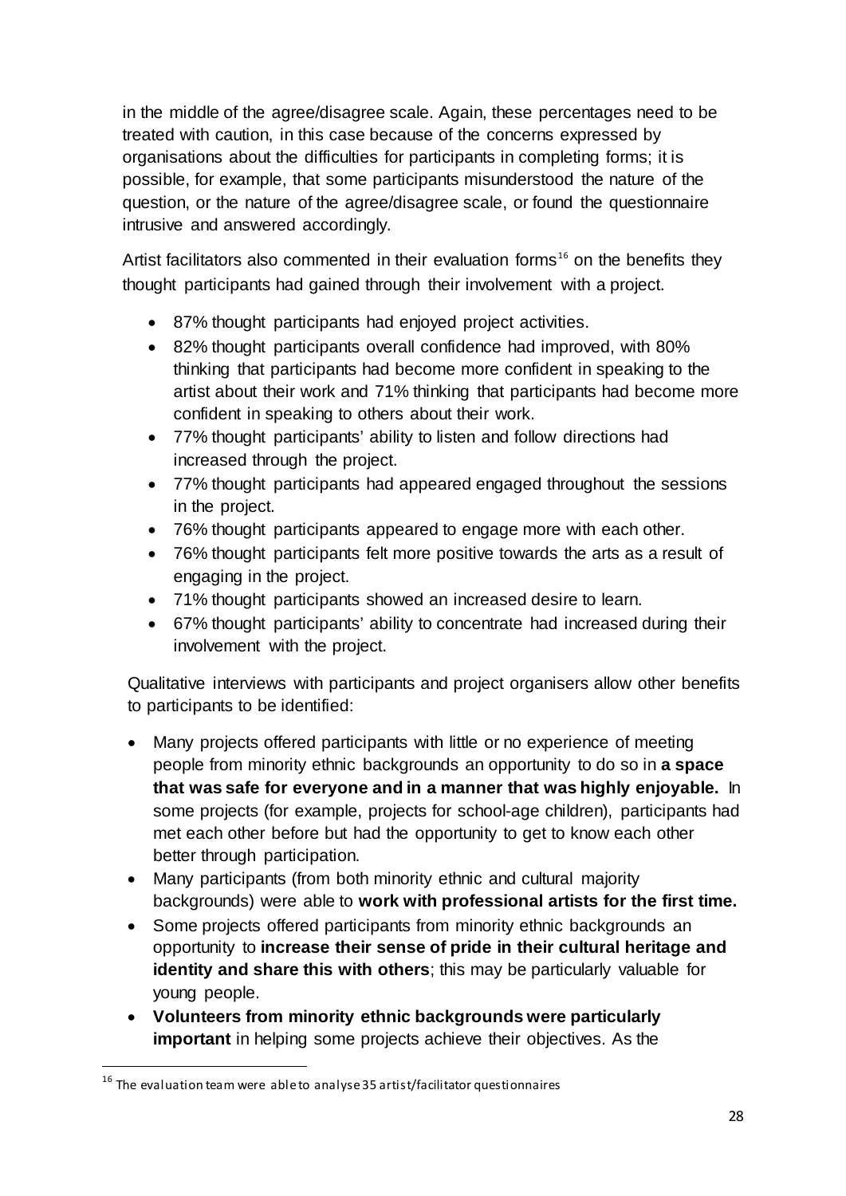in the middle of the agree/disagree scale. Again, these percentages need to be treated with caution, in this case because of the concerns expressed by organisations about the difficulties for participants in completing forms; it is possible, for example, that some participants misunderstood the nature of the question, or the nature of the agree/disagree scale, or found the questionnaire intrusive and answered accordingly.

Artist facilitators also commented in their evaluation forms[16] on the benefits they thought participants had gained through their involvement with a project.

- 87% thought participants had enjoyed project activities.
- 82% thought participants overall confidence had improved, with 80% thinking that participants had become more confident in speaking to the artist about their work and 71% thinking that participants had become more confident in speaking to others about their work.
- 77% thought participants' ability to listen and follow directions had increased through the project.
- 77% thought participants had appeared engaged throughout the sessions in the project.
- 76% thought participants appeared to engage more with each other.
- 76% thought participants felt more positive towards the arts as a result of engaging in the project.
- 71% thought participants showed an increased desire to learn.
- 67% thought participants' ability to concentrate had increased during their involvement with the project.

Qualitative interviews with participants and project organisers allow other benefits to participants to be identified:

- Many projects offered participants with little or no experience of meeting people from minority ethnic backgrounds an opportunity to do so in **a space that was safe for everyone and in a manner that was highly enjoyable.** In some projects (for example, projects for school-age children), participants had met each other before but had the opportunity to get to know each other better through participation.
- Many participants (from both minority ethnic and cultural majority backgrounds) were able to **work with professional artists for the first time.**
- Some projects offered participants from minority ethnic backgrounds an opportunity to **increase their sense of pride in their cultural heritage and identity and share this with others**; this may be particularly valuable for young people.
- **Volunteers from minority ethnic backgrounds were particularly important** in helping some projects achieve their objectives. As the

[16] The evaluation team were able to analyse 35 artist/facilitator questionnaires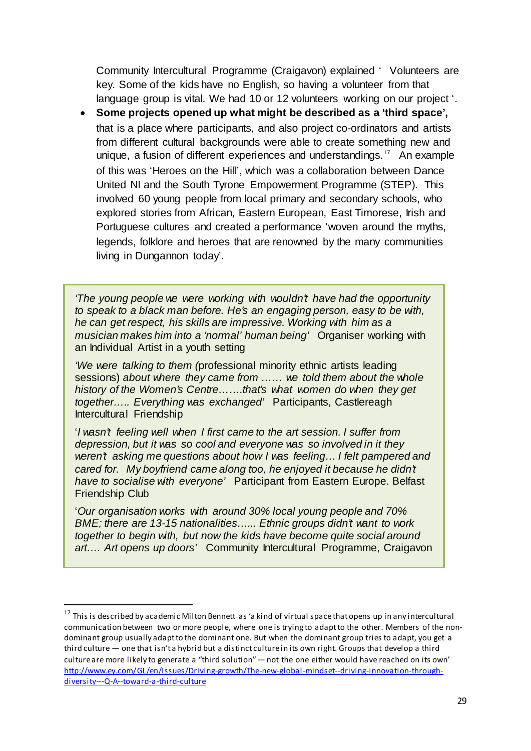Community Intercultural Programme (Craigavon) explained ' Volunteers are key. Some of the kids have no English, so having a volunteer from that language group is vital. We had 10 or 12 volunteers working on our project '.

- **Some projects opened up what might be described as a 'third space',** that is a place where participants, and also project co-ordinators and artists from different cultural backgrounds were able to create something new and unique, a fusion of different experiences and understandings.[17] An example of this was 'Heroes on the Hill', which was a collaboration between Dance United NI and the South Tyrone Empowerment Programme (STEP). This involved 60 young people from local primary and secondary schools, who explored stories from African, Eastern European, East Timorese, Irish and Portuguese cultures and created a performance 'woven around the myths, legends, folklore and heroes that are renowned by the many communities living in Dungannon today'.

> *'The young people we were working with wouldn't have had the opportunity to speak to a black man before. He's an engaging person, easy to be with, he can get respect, his skills are impressive. Working with him as a musician makes him into a 'normal' human being'* Organiser working with an Individual Artist in a youth setting
>
> *'We were talking to them (*professional minority ethnic artists leading sessions*) about where they came from …… we told them about the whole history of the Women's Centre…….that's what women do when they get together….. Everything was exchanged'* Participants, Castlereagh Intercultural Friendship
>
> '*I wasn't feeling well when I first came to the art session. I suffer from depression, but it was so cool and everyone was so involved in it they weren't asking me questions about how I was feeling… I felt pampered and cared for. My boyfriend came along too, he enjoyed it because he didn't have to socialise with everyone'* Participant from Eastern Europe. Belfast Friendship Club
>
> '*Our organisation works with around 30% local young people and 70% BME; there are 13-15 nationalities…... Ethnic groups didn't want to work together to begin with, but now the kids have become quite social around art…. Art opens up doors'* Community Intercultural Programme, Craigavon

---

[17] This is described by academic Milton Bennett as 'a kind of virtual space that opens up in any intercultural communication between two or more people, where one is trying to adapt to the other. Members of the non-dominant group usually adapt to the dominant one. But when the dominant group tries to adapt, you get a third culture — one that isn't a hybrid but a distinct culture in its own right. Groups that develop a third culture are more likely to generate a "third solution" — not the one either would have reached on its own' http://www.ey.com/GL/en/Issues/Driving-growth/The-new-global-mindset--driving-innovation-through-diversity---Q-A--toward-a-third-culture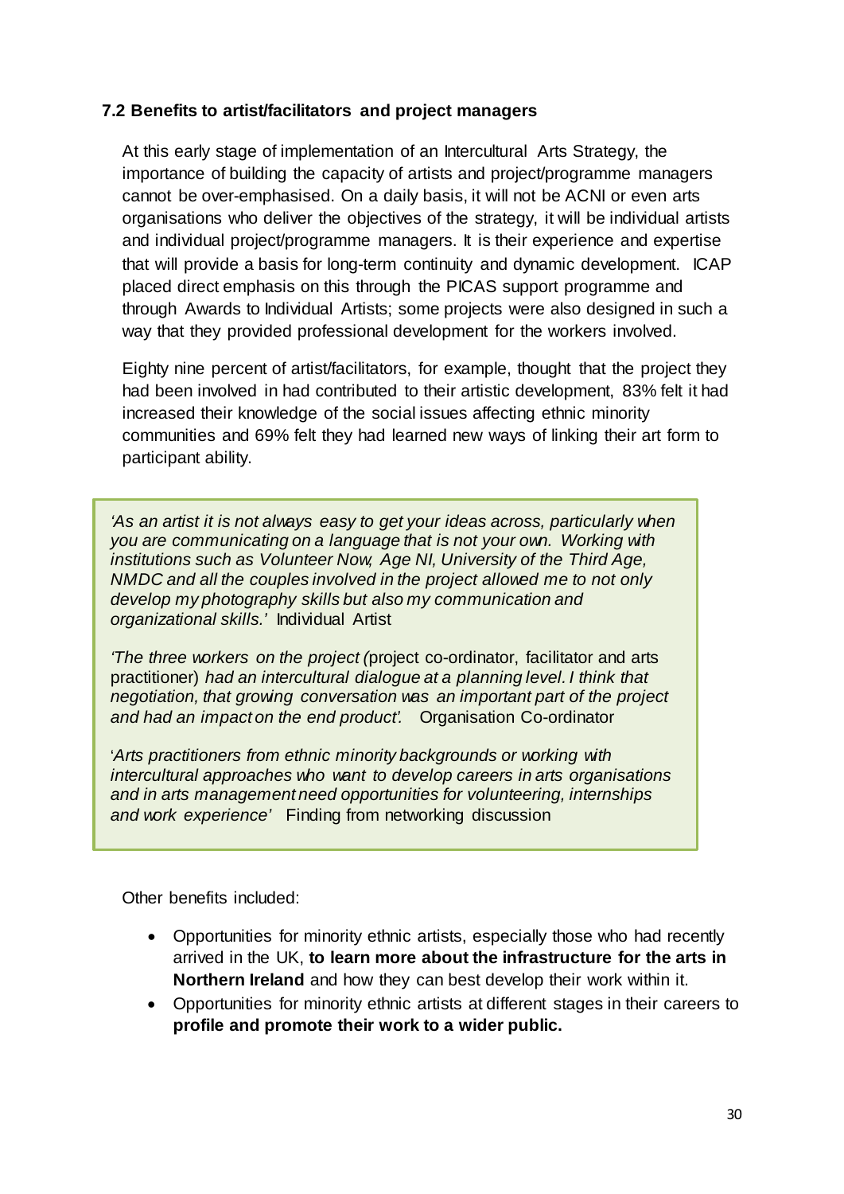### 7.2 Benefits to artist/facilitators and project managers

At this early stage of implementation of an Intercultural Arts Strategy, the importance of building the capacity of artists and project/programme managers cannot be over-emphasised. On a daily basis, it will not be ACNI or even arts organisations who deliver the objectives of the strategy, it will be individual artists and individual project/programme managers. It is their experience and expertise that will provide a basis for long-term continuity and dynamic development. ICAP placed direct emphasis on this through the PICAS support programme and through Awards to Individual Artists; some projects were also designed in such a way that they provided professional development for the workers involved.

Eighty nine percent of artist/facilitators, for example, thought that the project they had been involved in had contributed to their artistic development, 83% felt it had increased their knowledge of the social issues affecting ethnic minority communities and 69% felt they had learned new ways of linking their art form to participant ability.

> *'As an artist it is not always easy to get your ideas across, particularly when you are communicating on a language that is not your own. Working with institutions such as Volunteer Now, Age NI, University of the Third Age, NMDC and all the couples involved in the project allowed me to not only develop my photography skills but also my communication and organizational skills.'* Individual Artist
>
> *'The three workers on the project (*project co-ordinator, facilitator and arts practitioner) *had an intercultural dialogue at a planning level. I think that negotiation, that growing conversation was an important part of the project and had an impact on the end product'.* Organisation Co-ordinator
>
> '*Arts practitioners from ethnic minority backgrounds or working with intercultural approaches who want to develop careers in arts organisations and in arts management need opportunities for volunteering, internships and work experience'* Finding from networking discussion

Other benefits included:

- Opportunities for minority ethnic artists, especially those who had recently arrived in the UK, **to learn more about the infrastructure for the arts in Northern Ireland** and how they can best develop their work within it.
- Opportunities for minority ethnic artists at different stages in their careers to **profile and promote their work to a wider public.**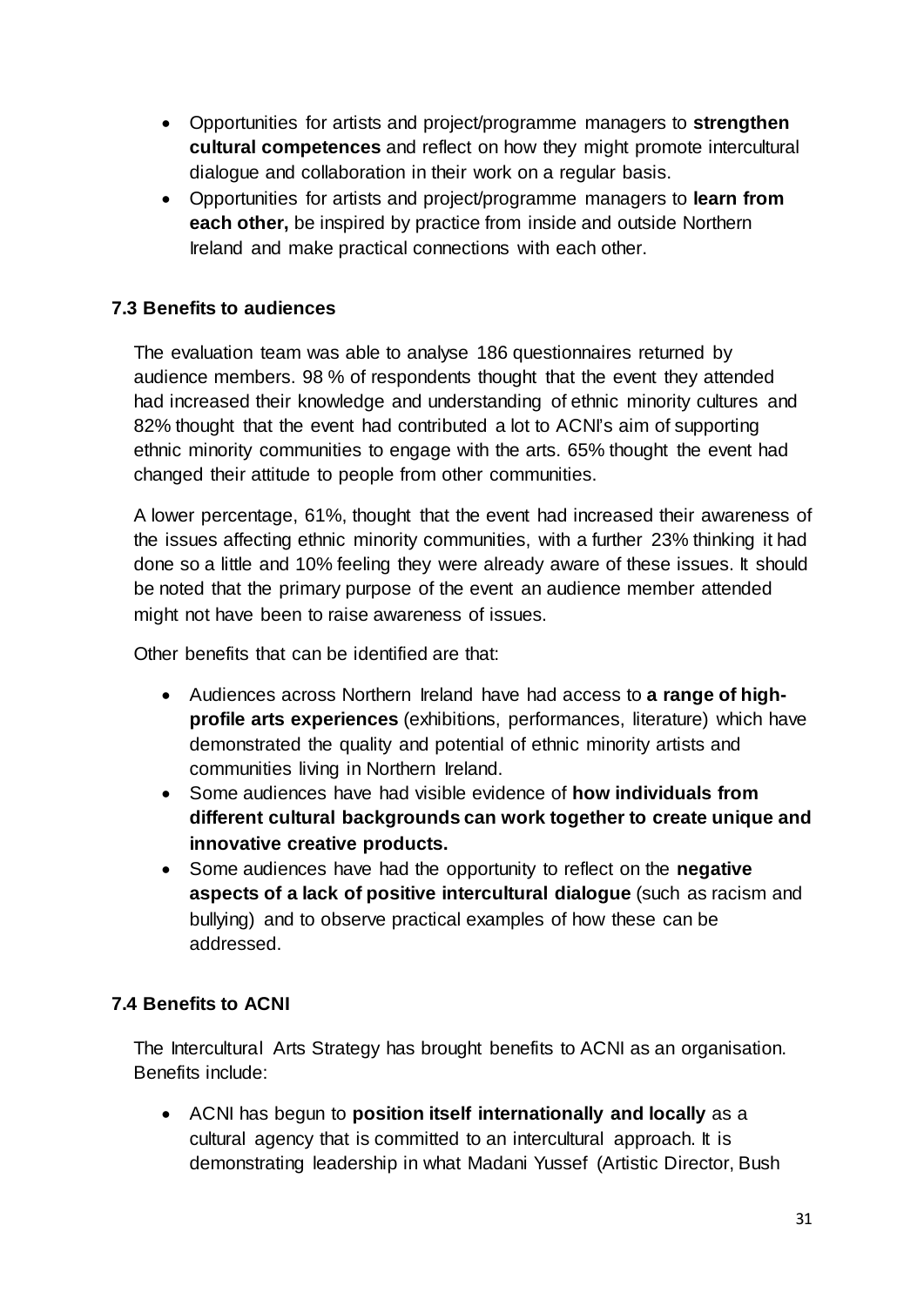- Opportunities for artists and project/programme managers to **strengthen cultural competences** and reflect on how they might promote intercultural dialogue and collaboration in their work on a regular basis.
- Opportunities for artists and project/programme managers to **learn from each other,** be inspired by practice from inside and outside Northern Ireland and make practical connections with each other.

### 7.3 Benefits to audiences

The evaluation team was able to analyse 186 questionnaires returned by audience members. 98 % of respondents thought that the event they attended had increased their knowledge and understanding of ethnic minority cultures and 82% thought that the event had contributed a lot to ACNI's aim of supporting ethnic minority communities to engage with the arts. 65% thought the event had changed their attitude to people from other communities.

A lower percentage, 61%, thought that the event had increased their awareness of the issues affecting ethnic minority communities, with a further 23% thinking it had done so a little and 10% feeling they were already aware of these issues. It should be noted that the primary purpose of the event an audience member attended might not have been to raise awareness of issues.

Other benefits that can be identified are that:

- Audiences across Northern Ireland have had access to **a range of high-profile arts experiences** (exhibitions, performances, literature) which have demonstrated the quality and potential of ethnic minority artists and communities living in Northern Ireland.
- Some audiences have had visible evidence of **how individuals from different cultural backgrounds can work together to create unique and innovative creative products.**
- Some audiences have had the opportunity to reflect on the **negative aspects of a lack of positive intercultural dialogue** (such as racism and bullying) and to observe practical examples of how these can be addressed.

### 7.4 Benefits to ACNI

The Intercultural Arts Strategy has brought benefits to ACNI as an organisation. Benefits include:

- ACNI has begun to **position itself internationally and locally** as a cultural agency that is committed to an intercultural approach. It is demonstrating leadership in what Madani Yussef (Artistic Director, Bush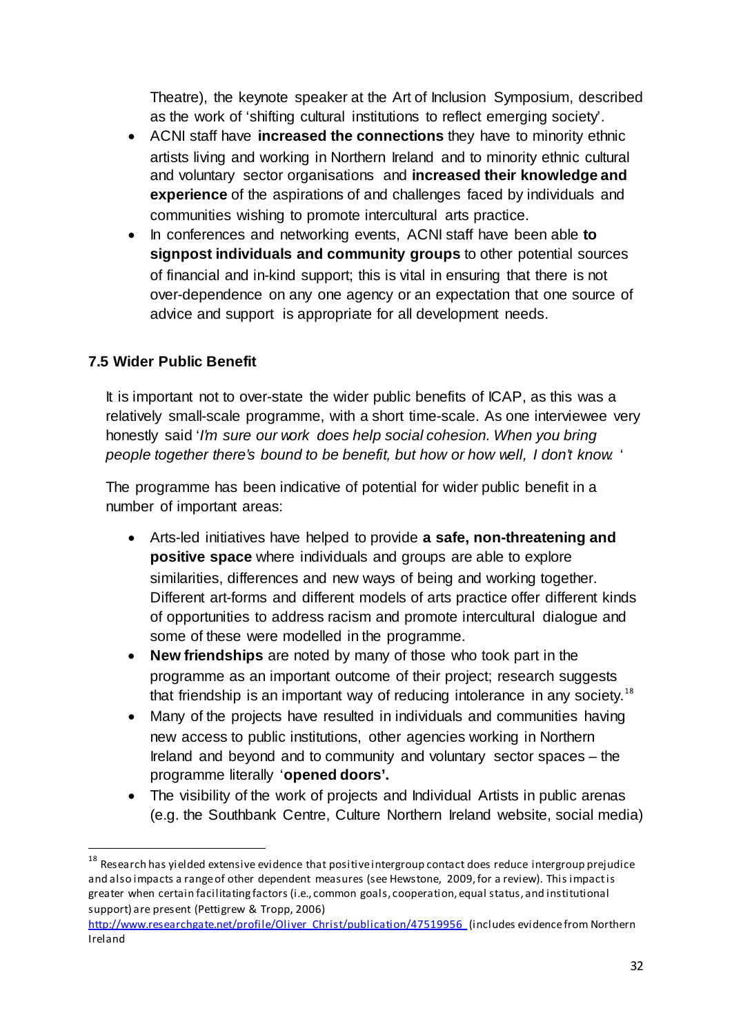Theatre), the keynote speaker at the Art of Inclusion Symposium, described as the work of 'shifting cultural institutions to reflect emerging society'.

- ACNI staff have **increased the connections** they have to minority ethnic artists living and working in Northern Ireland and to minority ethnic cultural and voluntary sector organisations and **increased their knowledge and experience** of the aspirations of and challenges faced by individuals and communities wishing to promote intercultural arts practice.
- In conferences and networking events, ACNI staff have been able **to signpost individuals and community groups** to other potential sources of financial and in-kind support; this is vital in ensuring that there is not over-dependence on any one agency or an expectation that one source of advice and support is appropriate for all development needs.

### 7.5 Wider Public Benefit

It is important not to over-state the wider public benefits of ICAP, as this was a relatively small-scale programme, with a short time-scale. As one interviewee very honestly said '*I'm sure our work does help social cohesion. When you bring people together there's bound to be benefit, but how or how well, I don't know.* '

The programme has been indicative of potential for wider public benefit in a number of important areas:

- Arts-led initiatives have helped to provide **a safe, non-threatening and positive space** where individuals and groups are able to explore similarities, differences and new ways of being and working together. Different art-forms and different models of arts practice offer different kinds of opportunities to address racism and promote intercultural dialogue and some of these were modelled in the programme.
- **New friendships** are noted by many of those who took part in the programme as an important outcome of their project; research suggests that friendship is an important way of reducing intolerance in any society.[18]
- Many of the projects have resulted in individuals and communities having new access to public institutions, other agencies working in Northern Ireland and beyond and to community and voluntary sector spaces – the programme literally '**opened doors'.**
- The visibility of the work of projects and Individual Artists in public arenas (e.g. the Southbank Centre, Culture Northern Ireland website, social media)

---

[18] Research has yielded extensive evidence that positive intergroup contact does reduce intergroup prejudice and also impacts a range of other dependent measures (see Hewstone, 2009, for a review). This impact is greater when certain facilitating factors (i.e., common goals, cooperation, equal status, and institutional support) are present (Pettigrew & Tropp, 2006)
http://www.researchgate.net/profile/Oliver_Christ/publication/47519956 (includes evidence from Northern Ireland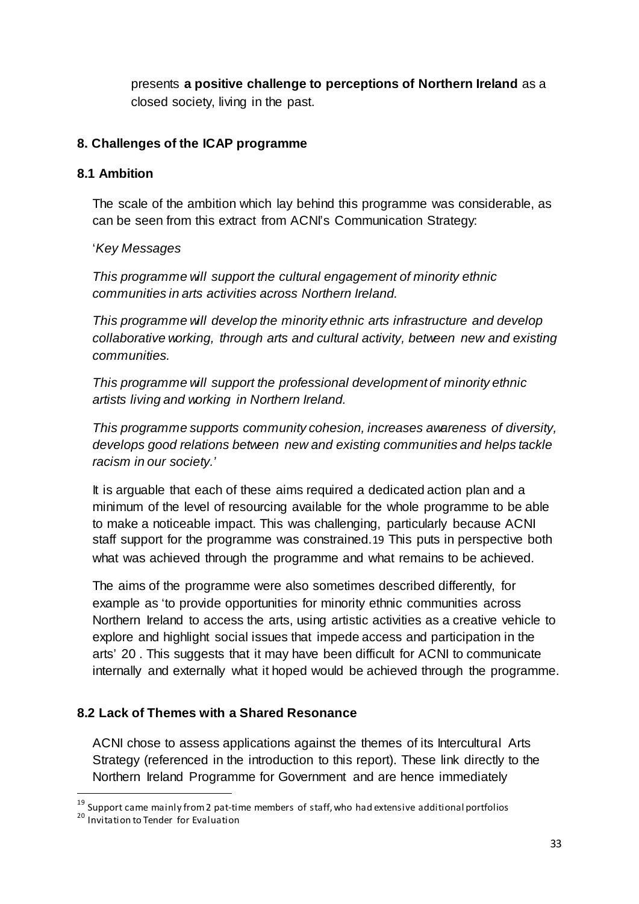presents **a positive challenge to perceptions of Northern Ireland** as a closed society, living in the past.

### 8. Challenges of the ICAP programme

#### 8.1 Ambition

The scale of the ambition which lay behind this programme was considerable, as can be seen from this extract from ACNI's Communication Strategy:

'*Key Messages*

*This programme will support the cultural engagement of minority ethnic communities in arts activities across Northern Ireland.*

*This programme will develop the minority ethnic arts infrastructure and develop collaborative working, through arts and cultural activity, between new and existing communities.*

*This programme will support the professional development of minority ethnic artists living and working in Northern Ireland.*

*This programme supports community cohesion, increases awareness of diversity, develops good relations between new and existing communities and helps tackle racism in our society.'*

It is arguable that each of these aims required a dedicated action plan and a minimum of the level of resourcing available for the whole programme to be able to make a noticeable impact. This was challenging, particularly because ACNI staff support for the programme was constrained.[19] This puts in perspective both what was achieved through the programme and what remains to be achieved.

The aims of the programme were also sometimes described differently, for example as 'to provide opportunities for minority ethnic communities across Northern Ireland to access the arts, using artistic activities as a creative vehicle to explore and highlight social issues that impede access and participation in the arts' [20]. This suggests that it may have been difficult for ACNI to communicate internally and externally what it hoped would be achieved through the programme.

#### 8.2 Lack of Themes with a Shared Resonance

ACNI chose to assess applications against the themes of its Intercultural Arts Strategy (referenced in the introduction to this report). These link directly to the Northern Ireland Programme for Government and are hence immediately

[19] Support came mainly from 2 pat-time members of staff, who had extensive additional portfolios

[20] Invitation to Tender for Evaluation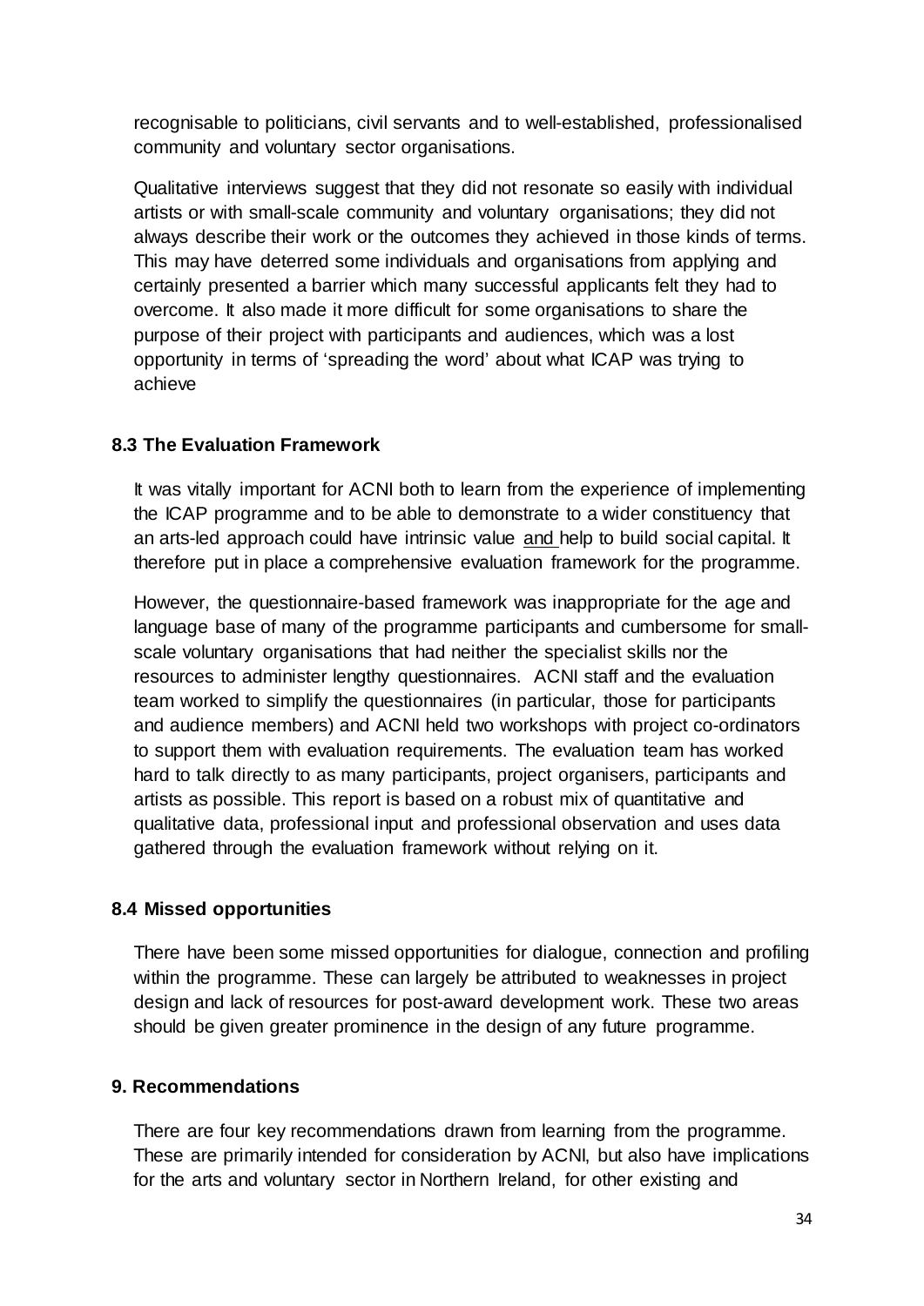recognisable to politicians, civil servants and to well-established, professionalised community and voluntary sector organisations.

Qualitative interviews suggest that they did not resonate so easily with individual artists or with small-scale community and voluntary organisations; they did not always describe their work or the outcomes they achieved in those kinds of terms. This may have deterred some individuals and organisations from applying and certainly presented a barrier which many successful applicants felt they had to overcome. It also made it more difficult for some organisations to share the purpose of their project with participants and audiences, which was a lost opportunity in terms of 'spreading the word' about what ICAP was trying to achieve

### 8.3 The Evaluation Framework

It was vitally important for ACNI both to learn from the experience of implementing the ICAP programme and to be able to demonstrate to a wider constituency that an arts-led approach could have intrinsic value and help to build social capital. It therefore put in place a comprehensive evaluation framework for the programme.

However, the questionnaire-based framework was inappropriate for the age and language base of many of the programme participants and cumbersome for small-scale voluntary organisations that had neither the specialist skills nor the resources to administer lengthy questionnaires. ACNI staff and the evaluation team worked to simplify the questionnaires (in particular, those for participants and audience members) and ACNI held two workshops with project co-ordinators to support them with evaluation requirements. The evaluation team has worked hard to talk directly to as many participants, project organisers, participants and artists as possible. This report is based on a robust mix of quantitative and qualitative data, professional input and professional observation and uses data gathered through the evaluation framework without relying on it.

### 8.4 Missed opportunities

There have been some missed opportunities for dialogue, connection and profiling within the programme. These can largely be attributed to weaknesses in project design and lack of resources for post-award development work. These two areas should be given greater prominence in the design of any future programme.

## 9. Recommendations

There are four key recommendations drawn from learning from the programme. These are primarily intended for consideration by ACNI, but also have implications for the arts and voluntary sector in Northern Ireland, for other existing and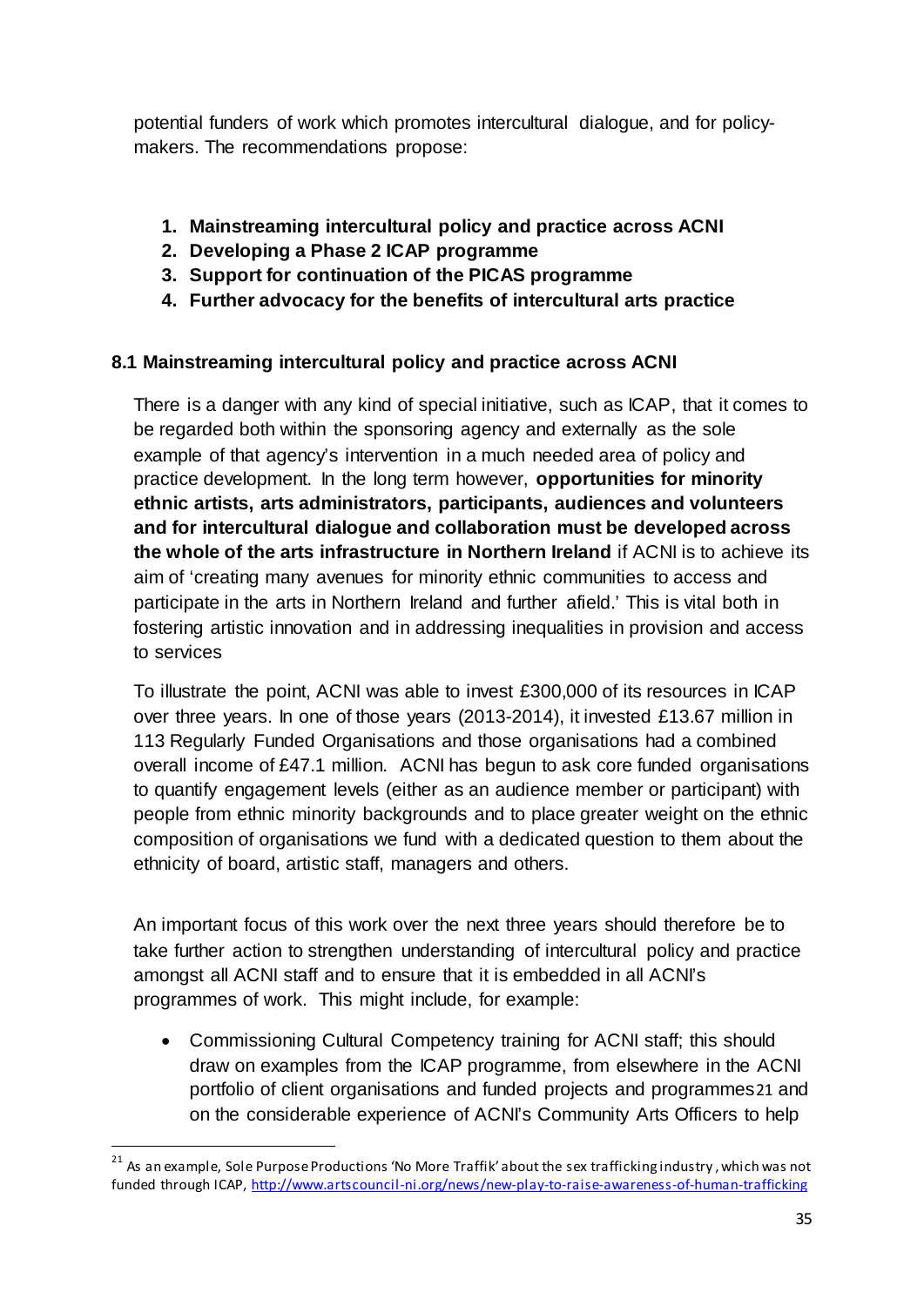potential funders of work which promotes intercultural dialogue, and for policy-makers. The recommendations propose:

1. **Mainstreaming intercultural policy and practice across ACNI**
2. **Developing a Phase 2 ICAP programme**
3. **Support for continuation of the PICAS programme**
4. **Further advocacy for the benefits of intercultural arts practice**

### 8.1 Mainstreaming intercultural policy and practice across ACNI

There is a danger with any kind of special initiative, such as ICAP, that it comes to be regarded both within the sponsoring agency and externally as the sole example of that agency's intervention in a much needed area of policy and practice development. In the long term however, **opportunities for minority ethnic artists, arts administrators, participants, audiences and volunteers and for intercultural dialogue and collaboration must be developed across the whole of the arts infrastructure in Northern Ireland** if ACNI is to achieve its aim of 'creating many avenues for minority ethnic communities to access and participate in the arts in Northern Ireland and further afield.' This is vital both in fostering artistic innovation and in addressing inequalities in provision and access to services

To illustrate the point, ACNI was able to invest £300,000 of its resources in ICAP over three years. In one of those years (2013-2014), it invested £13.67 million in 113 Regularly Funded Organisations and those organisations had a combined overall income of £47.1 million. ACNI has begun to ask core funded organisations to quantify engagement levels (either as an audience member or participant) with people from ethnic minority backgrounds and to place greater weight on the ethnic composition of organisations we fund with a dedicated question to them about the ethnicity of board, artistic staff, managers and others.

An important focus of this work over the next three years should therefore be to take further action to strengthen understanding of intercultural policy and practice amongst all ACNI staff and to ensure that it is embedded in all ACNI's programmes of work. This might include, for example:

- Commissioning Cultural Competency training for ACNI staff; this should draw on examples from the ICAP programme, from elsewhere in the ACNI portfolio of client organisations and funded projects and programmes[21] and on the considerable experience of ACNI's Community Arts Officers to help

[21] As an example, Sole Purpose Productions 'No More Traffik' about the sex trafficking industry, which was not funded through ICAP, http://www.artscouncil-ni.org/news/new-play-to-raise-awareness-of-human-trafficking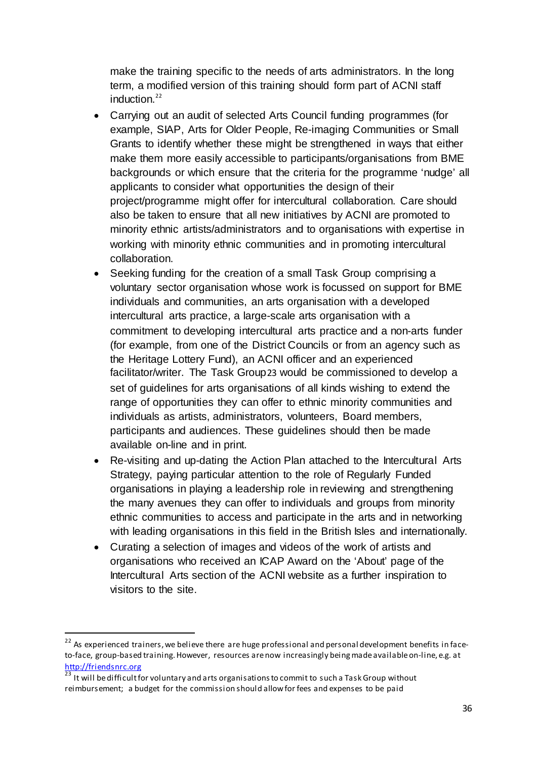make the training specific to the needs of arts administrators. In the long term, a modified version of this training should form part of ACNI staff induction.[22]

- Carrying out an audit of selected Arts Council funding programmes (for example, SIAP, Arts for Older People, Re-imaging Communities or Small Grants to identify whether these might be strengthened in ways that either make them more easily accessible to participants/organisations from BME backgrounds or which ensure that the criteria for the programme 'nudge' all applicants to consider what opportunities the design of their project/programme might offer for intercultural collaboration. Care should also be taken to ensure that all new initiatives by ACNI are promoted to minority ethnic artists/administrators and to organisations with expertise in working with minority ethnic communities and in promoting intercultural collaboration.
- Seeking funding for the creation of a small Task Group comprising a voluntary sector organisation whose work is focussed on support for BME individuals and communities, an arts organisation with a developed intercultural arts practice, a large-scale arts organisation with a commitment to developing intercultural arts practice and a non-arts funder (for example, from one of the District Councils or from an agency such as the Heritage Lottery Fund), an ACNI officer and an experienced facilitator/writer. The Task Group[23] would be commissioned to develop a set of guidelines for arts organisations of all kinds wishing to extend the range of opportunities they can offer to ethnic minority communities and individuals as artists, administrators, volunteers, Board members, participants and audiences. These guidelines should then be made available on-line and in print.
- Re-visiting and up-dating the Action Plan attached to the Intercultural Arts Strategy, paying particular attention to the role of Regularly Funded organisations in playing a leadership role in reviewing and strengthening the many avenues they can offer to individuals and groups from minority ethnic communities to access and participate in the arts and in networking with leading organisations in this field in the British Isles and internationally.
- Curating a selection of images and videos of the work of artists and organisations who received an ICAP Award on the 'About' page of the Intercultural Arts section of the ACNI website as a further inspiration to visitors to the site.

---

[22] As experienced trainers, we believe there are huge professional and personal development benefits in face-to-face, group-based training. However, resources are now increasingly being made available on-line, e.g. at http://friendsnrc.org

[23] It will be difficult for voluntary and arts organisations to commit to such a Task Group without reimbursement; a budget for the commission should allow for fees and expenses to be paid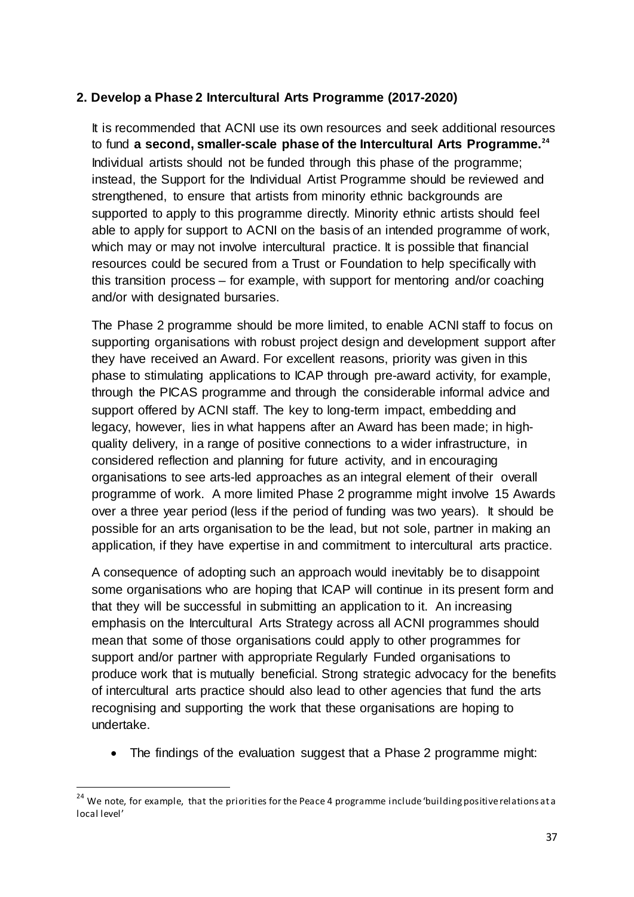## 2. Develop a Phase 2 Intercultural Arts Programme (2017-2020)

It is recommended that ACNI use its own resources and seek additional resources to fund **a second, smaller-scale phase of the Intercultural Arts Programme.**[24] Individual artists should not be funded through this phase of the programme; instead, the Support for the Individual Artist Programme should be reviewed and strengthened, to ensure that artists from minority ethnic backgrounds are supported to apply to this programme directly. Minority ethnic artists should feel able to apply for support to ACNI on the basis of an intended programme of work, which may or may not involve intercultural practice. It is possible that financial resources could be secured from a Trust or Foundation to help specifically with this transition process – for example, with support for mentoring and/or coaching and/or with designated bursaries.

The Phase 2 programme should be more limited, to enable ACNI staff to focus on supporting organisations with robust project design and development support after they have received an Award. For excellent reasons, priority was given in this phase to stimulating applications to ICAP through pre-award activity, for example, through the PICAS programme and through the considerable informal advice and support offered by ACNI staff. The key to long-term impact, embedding and legacy, however, lies in what happens after an Award has been made; in high-quality delivery, in a range of positive connections to a wider infrastructure, in considered reflection and planning for future activity, and in encouraging organisations to see arts-led approaches as an integral element of their overall programme of work. A more limited Phase 2 programme might involve 15 Awards over a three year period (less if the period of funding was two years). It should be possible for an arts organisation to be the lead, but not sole, partner in making an application, if they have expertise in and commitment to intercultural arts practice.

A consequence of adopting such an approach would inevitably be to disappoint some organisations who are hoping that ICAP will continue in its present form and that they will be successful in submitting an application to it. An increasing emphasis on the Intercultural Arts Strategy across all ACNI programmes should mean that some of those organisations could apply to other programmes for support and/or partner with appropriate Regularly Funded organisations to produce work that is mutually beneficial. Strong strategic advocacy for the benefits of intercultural arts practice should also lead to other agencies that fund the arts recognising and supporting the work that these organisations are hoping to undertake.

- The findings of the evaluation suggest that a Phase 2 programme might:

---

[24] We note, for example, that the priorities for the Peace 4 programme include 'building positive relations at a local level'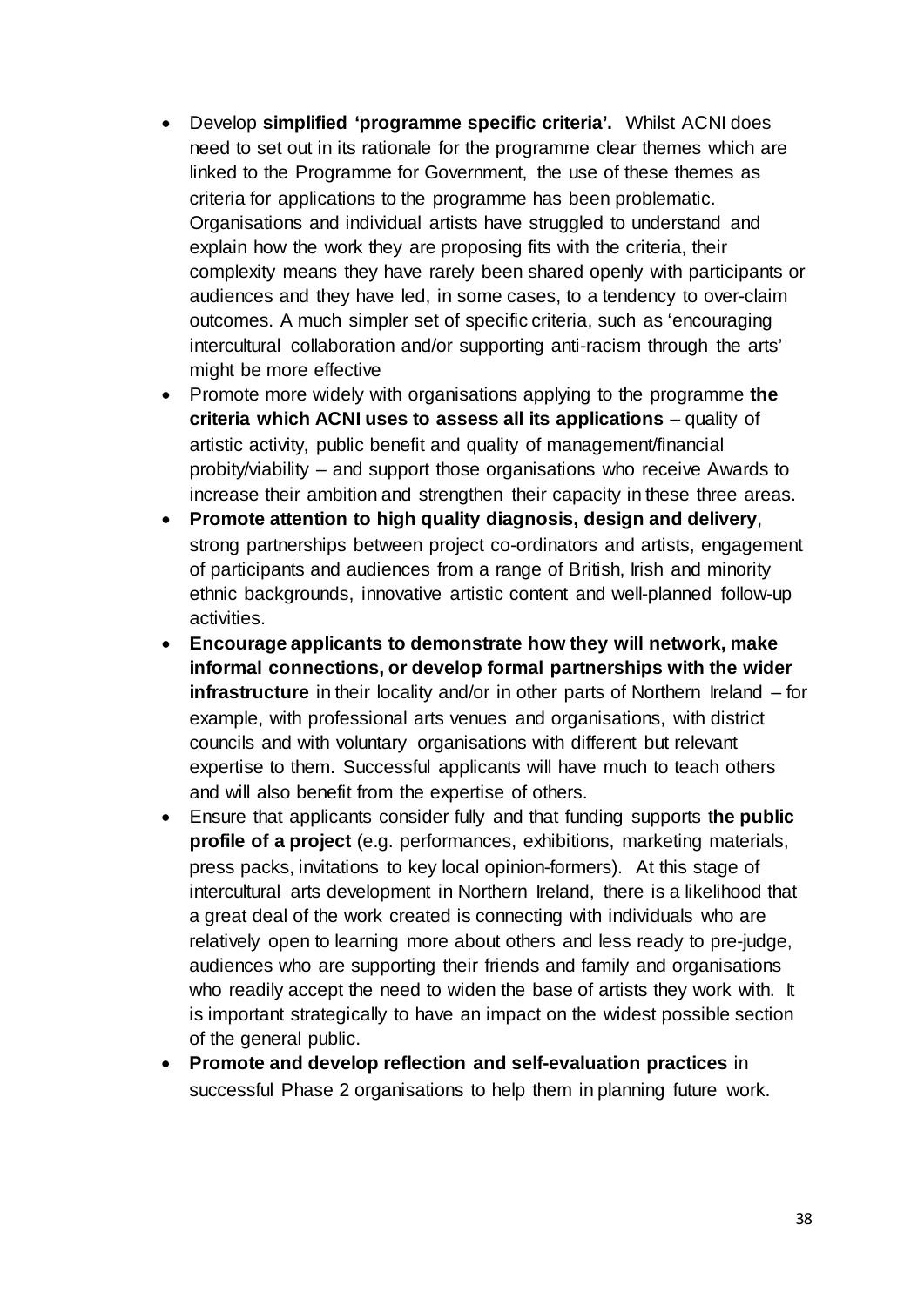- Develop **simplified 'programme specific criteria'.** Whilst ACNI does need to set out in its rationale for the programme clear themes which are linked to the Programme for Government, the use of these themes as criteria for applications to the programme has been problematic. Organisations and individual artists have struggled to understand and explain how the work they are proposing fits with the criteria, their complexity means they have rarely been shared openly with participants or audiences and they have led, in some cases, to a tendency to over-claim outcomes. A much simpler set of specific criteria, such as 'encouraging intercultural collaboration and/or supporting anti-racism through the arts' might be more effective
- Promote more widely with organisations applying to the programme **the criteria which ACNI uses to assess all its applications** – quality of artistic activity, public benefit and quality of management/financial probity/viability – and support those organisations who receive Awards to increase their ambition and strengthen their capacity in these three areas.
- **Promote attention to high quality diagnosis, design and delivery**, strong partnerships between project co-ordinators and artists, engagement of participants and audiences from a range of British, Irish and minority ethnic backgrounds, innovative artistic content and well-planned follow-up activities.
- **Encourage applicants to demonstrate how they will network, make informal connections, or develop formal partnerships with the wider infrastructure** in their locality and/or in other parts of Northern Ireland – for example, with professional arts venues and organisations, with district councils and with voluntary organisations with different but relevant expertise to them. Successful applicants will have much to teach others and will also benefit from the expertise of others.
- Ensure that applicants consider fully and that funding supports t**he public profile of a project** (e.g. performances, exhibitions, marketing materials, press packs, invitations to key local opinion-formers). At this stage of intercultural arts development in Northern Ireland, there is a likelihood that a great deal of the work created is connecting with individuals who are relatively open to learning more about others and less ready to pre-judge, audiences who are supporting their friends and family and organisations who readily accept the need to widen the base of artists they work with. It is important strategically to have an impact on the widest possible section of the general public.
- **Promote and develop reflection and self-evaluation practices** in successful Phase 2 organisations to help them in planning future work.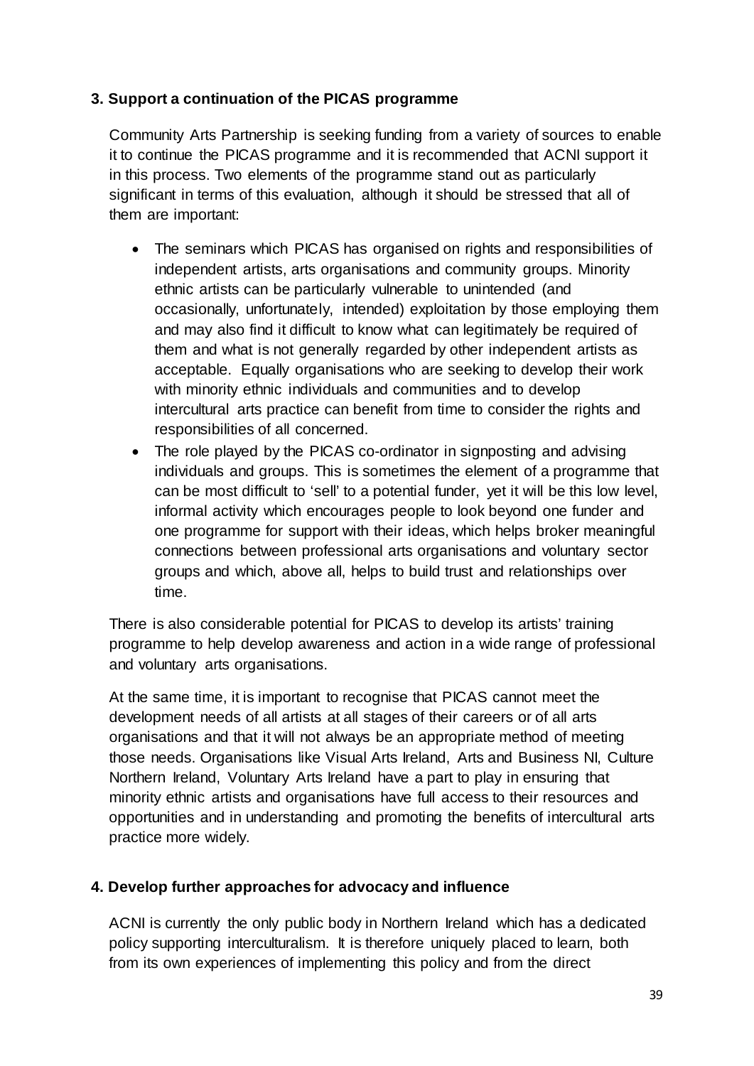### 3. Support a continuation of the PICAS programme

Community Arts Partnership is seeking funding from a variety of sources to enable it to continue the PICAS programme and it is recommended that ACNI support it in this process. Two elements of the programme stand out as particularly significant in terms of this evaluation, although it should be stressed that all of them are important:

- The seminars which PICAS has organised on rights and responsibilities of independent artists, arts organisations and community groups. Minority ethnic artists can be particularly vulnerable to unintended (and occasionally, unfortunately, intended) exploitation by those employing them and may also find it difficult to know what can legitimately be required of them and what is not generally regarded by other independent artists as acceptable. Equally organisations who are seeking to develop their work with minority ethnic individuals and communities and to develop intercultural arts practice can benefit from time to consider the rights and responsibilities of all concerned.
- The role played by the PICAS co-ordinator in signposting and advising individuals and groups. This is sometimes the element of a programme that can be most difficult to 'sell' to a potential funder, yet it will be this low level, informal activity which encourages people to look beyond one funder and one programme for support with their ideas, which helps broker meaningful connections between professional arts organisations and voluntary sector groups and which, above all, helps to build trust and relationships over time.

There is also considerable potential for PICAS to develop its artists' training programme to help develop awareness and action in a wide range of professional and voluntary arts organisations.

At the same time, it is important to recognise that PICAS cannot meet the development needs of all artists at all stages of their careers or of all arts organisations and that it will not always be an appropriate method of meeting those needs. Organisations like Visual Arts Ireland, Arts and Business NI, Culture Northern Ireland, Voluntary Arts Ireland have a part to play in ensuring that minority ethnic artists and organisations have full access to their resources and opportunities and in understanding and promoting the benefits of intercultural arts practice more widely.

### 4. Develop further approaches for advocacy and influence

ACNI is currently the only public body in Northern Ireland which has a dedicated policy supporting interculturalism. It is therefore uniquely placed to learn, both from its own experiences of implementing this policy and from the direct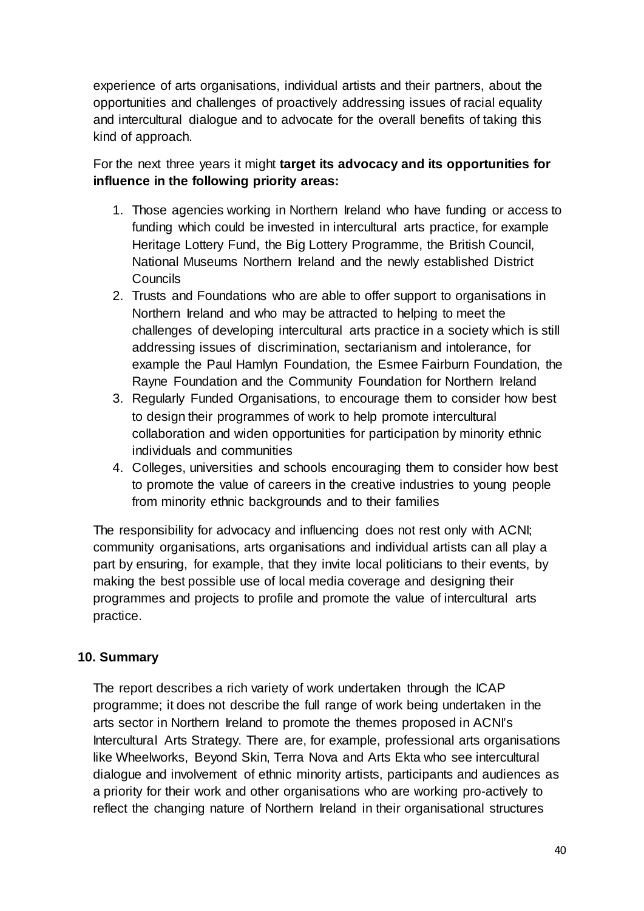experience of arts organisations, individual artists and their partners, about the opportunities and challenges of proactively addressing issues of racial equality and intercultural dialogue and to advocate for the overall benefits of taking this kind of approach.

For the next three years it might **target its advocacy and its opportunities for influence in the following priority areas:**

1. Those agencies working in Northern Ireland who have funding or access to funding which could be invested in intercultural arts practice, for example Heritage Lottery Fund, the Big Lottery Programme, the British Council, National Museums Northern Ireland and the newly established District Councils
2. Trusts and Foundations who are able to offer support to organisations in Northern Ireland and who may be attracted to helping to meet the challenges of developing intercultural arts practice in a society which is still addressing issues of discrimination, sectarianism and intolerance, for example the Paul Hamlyn Foundation, the Esmee Fairburn Foundation, the Rayne Foundation and the Community Foundation for Northern Ireland
3. Regularly Funded Organisations, to encourage them to consider how best to design their programmes of work to help promote intercultural collaboration and widen opportunities for participation by minority ethnic individuals and communities
4. Colleges, universities and schools encouraging them to consider how best to promote the value of careers in the creative industries to young people from minority ethnic backgrounds and to their families

The responsibility for advocacy and influencing does not rest only with ACNI; community organisations, arts organisations and individual artists can all play a part by ensuring, for example, that they invite local politicians to their events, by making the best possible use of local media coverage and designing their programmes and projects to profile and promote the value of intercultural arts practice.

## 10. Summary

The report describes a rich variety of work undertaken through the ICAP programme; it does not describe the full range of work being undertaken in the arts sector in Northern Ireland to promote the themes proposed in ACNI's Intercultural Arts Strategy. There are, for example, professional arts organisations like Wheelworks, Beyond Skin, Terra Nova and Arts Ekta who see intercultural dialogue and involvement of ethnic minority artists, participants and audiences as a priority for their work and other organisations who are working pro-actively to reflect the changing nature of Northern Ireland in their organisational structures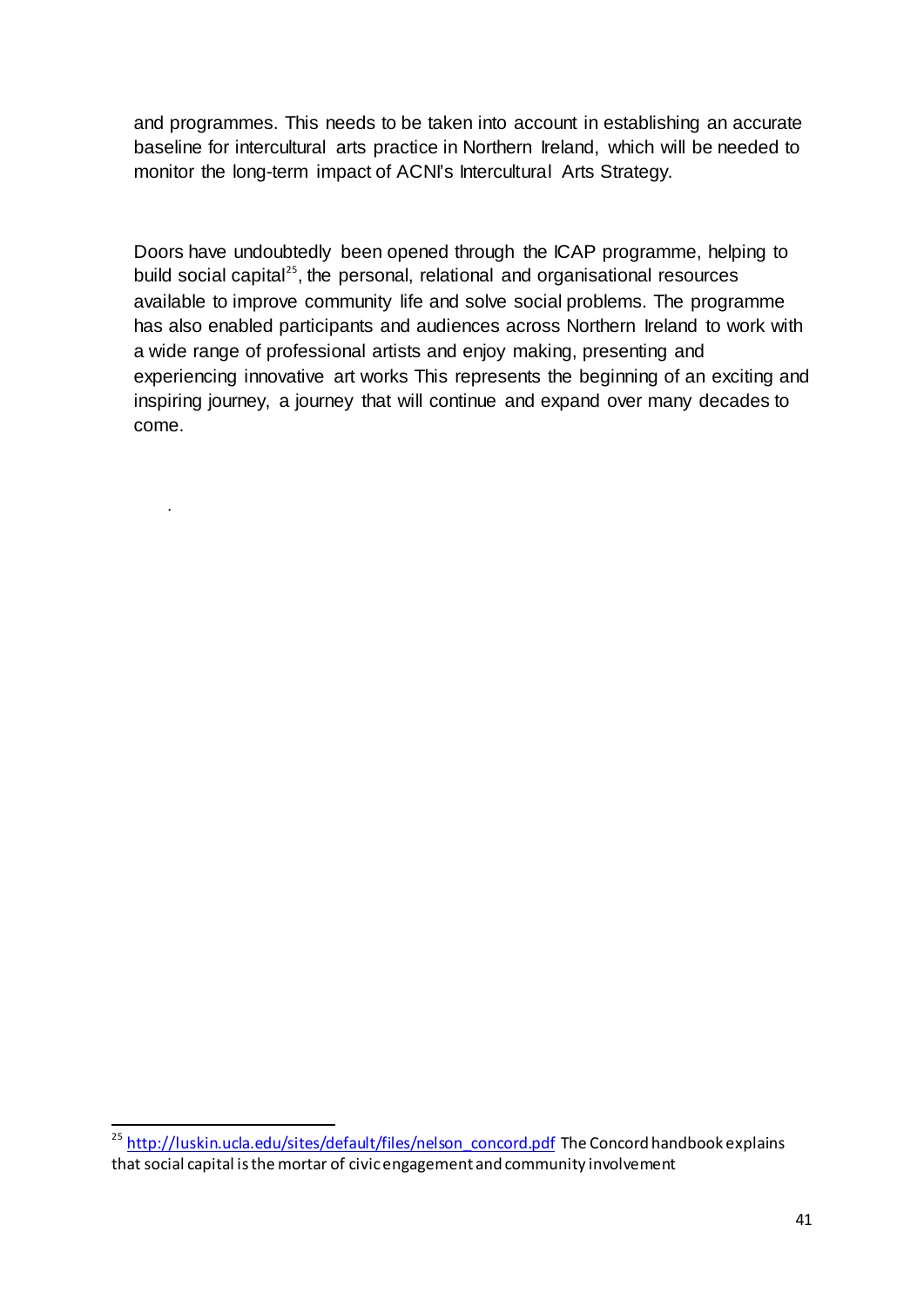and programmes. This needs to be taken into account in establishing an accurate baseline for intercultural arts practice in Northern Ireland, which will be needed to monitor the long-term impact of ACNI's Intercultural Arts Strategy.

Doors have undoubtedly been opened through the ICAP programme, helping to build social capital[25], the personal, relational and organisational resources available to improve community life and solve social problems. The programme has also enabled participants and audiences across Northern Ireland to work with a wide range of professional artists and enjoy making, presenting and experiencing innovative art works This represents the beginning of an exciting and inspiring journey, a journey that will continue and expand over many decades to come.

.

---

[25] http://luskin.ucla.edu/sites/default/files/nelson_concord.pdf The Concord handbook explains that social capital is the mortar of civic engagement and community involvement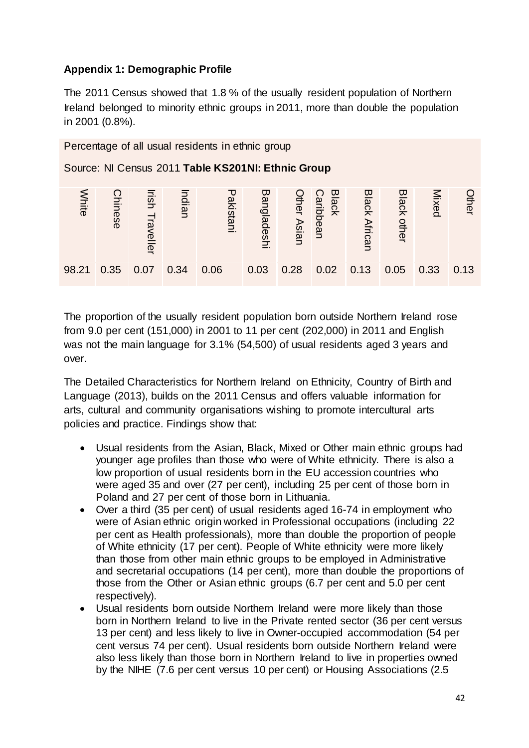**Appendix 1: Demographic Profile**

The 2011 Census showed that 1.8 % of the usually resident population of Northern Ireland belonged to minority ethnic groups in 2011, more than double the population in 2001 (0.8%).

Percentage of all usual residents in ethnic group

Source: NI Census 2011 **Table KS201NI: Ethnic Group**

| White | Chinese | Irish Traveller | Indian | Pakistani | Bangladeshi | Other Asian | Black Caribbean | Black African | Black other | Mixed | Other |
|---|---|---|---|---|---|---|---|---|---|---|---|
| 98.21 | 0.35 | 0.07 | 0.34 | 0.06 | 0.03 | 0.28 | 0.02 | 0.13 | 0.05 | 0.33 | 0.13 |

The proportion of the usually resident population born outside Northern Ireland rose from 9.0 per cent (151,000) in 2001 to 11 per cent (202,000) in 2011 and English was not the main language for 3.1% (54,500) of usual residents aged 3 years and over.

The Detailed Characteristics for Northern Ireland on Ethnicity, Country of Birth and Language (2013), builds on the 2011 Census and offers valuable information for arts, cultural and community organisations wishing to promote intercultural arts policies and practice. Findings show that:

- Usual residents from the Asian, Black, Mixed or Other main ethnic groups had younger age profiles than those who were of White ethnicity. There is also a low proportion of usual residents born in the EU accession countries who were aged 35 and over (27 per cent), including 25 per cent of those born in Poland and 27 per cent of those born in Lithuania.
- Over a third (35 per cent) of usual residents aged 16-74 in employment who were of Asian ethnic origin worked in Professional occupations (including 22 per cent as Health professionals), more than double the proportion of people of White ethnicity (17 per cent). People of White ethnicity were more likely than those from other main ethnic groups to be employed in Administrative and secretarial occupations (14 per cent), more than double the proportions of those from the Other or Asian ethnic groups (6.7 per cent and 5.0 per cent respectively).
- Usual residents born outside Northern Ireland were more likely than those born in Northern Ireland to live in the Private rented sector (36 per cent versus 13 per cent) and less likely to live in Owner-occupied accommodation (54 per cent versus 74 per cent). Usual residents born outside Northern Ireland were also less likely than those born in Northern Ireland to live in properties owned by the NIHE (7.6 per cent versus 10 per cent) or Housing Associations (2.5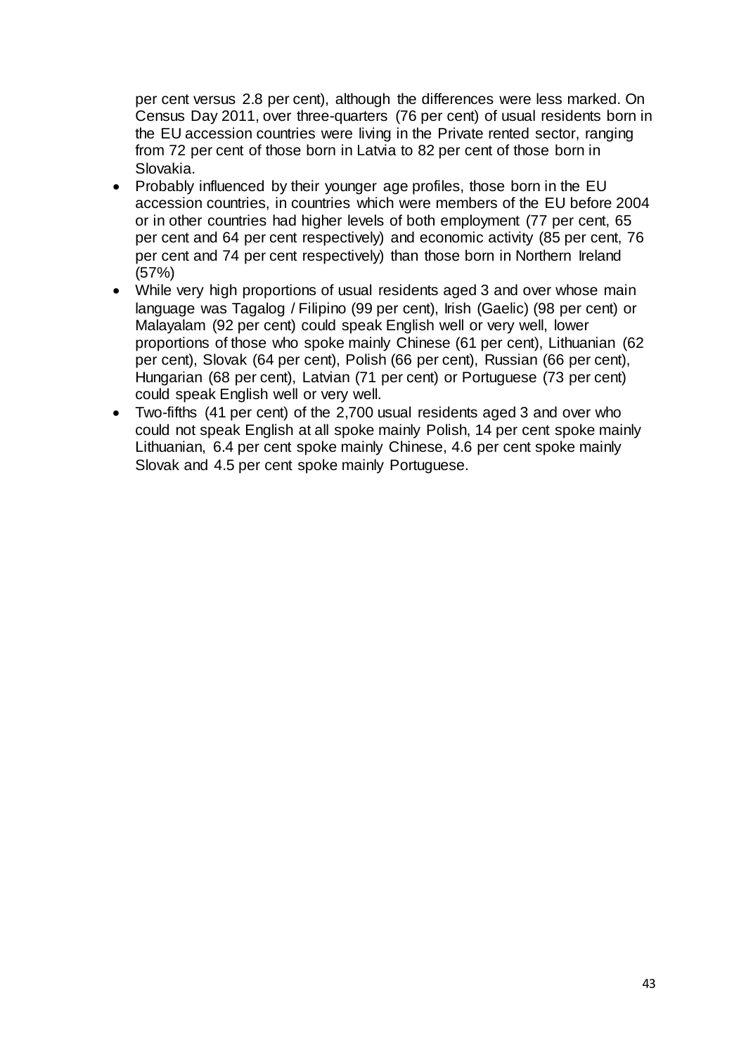per cent versus 2.8 per cent), although the differences were less marked. On Census Day 2011, over three-quarters (76 per cent) of usual residents born in the EU accession countries were living in the Private rented sector, ranging from 72 per cent of those born in Latvia to 82 per cent of those born in Slovakia.

- Probably influenced by their younger age profiles, those born in the EU accession countries, in countries which were members of the EU before 2004 or in other countries had higher levels of both employment (77 per cent, 65 per cent and 64 per cent respectively) and economic activity (85 per cent, 76 per cent and 74 per cent respectively) than those born in Northern Ireland (57%)
- While very high proportions of usual residents aged 3 and over whose main language was Tagalog / Filipino (99 per cent), Irish (Gaelic) (98 per cent) or Malayalam (92 per cent) could speak English well or very well, lower proportions of those who spoke mainly Chinese (61 per cent), Lithuanian (62 per cent), Slovak (64 per cent), Polish (66 per cent), Russian (66 per cent), Hungarian (68 per cent), Latvian (71 per cent) or Portuguese (73 per cent) could speak English well or very well.
- Two-fifths (41 per cent) of the 2,700 usual residents aged 3 and over who could not speak English at all spoke mainly Polish, 14 per cent spoke mainly Lithuanian, 6.4 per cent spoke mainly Chinese, 4.6 per cent spoke mainly Slovak and 4.5 per cent spoke mainly Portuguese.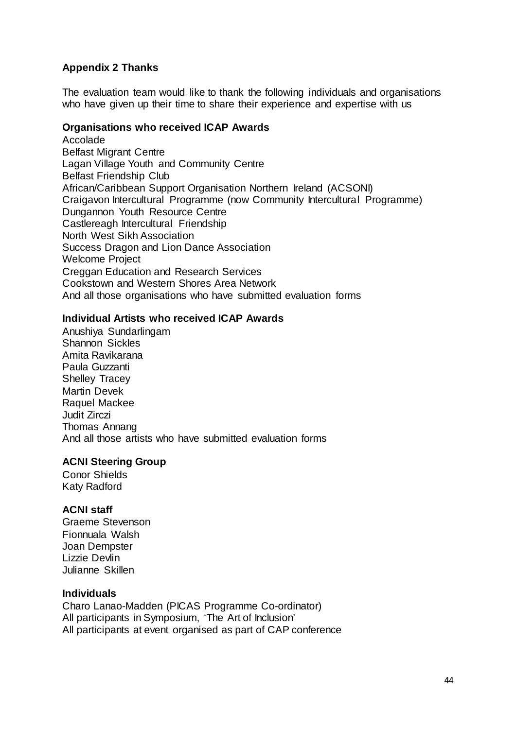## Appendix 2 Thanks

The evaluation team would like to thank the following individuals and organisations who have given up their time to share their experience and expertise with us

### Organisations who received ICAP Awards

Accolade
Belfast Migrant Centre
Lagan Village Youth and Community Centre
Belfast Friendship Club
African/Caribbean Support Organisation Northern Ireland (ACSONI)
Craigavon Intercultural Programme (now Community Intercultural Programme)
Dungannon Youth Resource Centre
Castlereagh Intercultural Friendship
North West Sikh Association
Success Dragon and Lion Dance Association
Welcome Project
Creggan Education and Research Services
Cookstown and Western Shores Area Network
And all those organisations who have submitted evaluation forms

### Individual Artists who received ICAP Awards

Anushiya Sundarlingam
Shannon Sickles
Amita Ravikarana
Paula Guzzanti
Shelley Tracey
Martin Devek
Raquel Mackee
Judit Zirczi
Thomas Annang
And all those artists who have submitted evaluation forms

### ACNI Steering Group

Conor Shields
Katy Radford

### ACNI staff

Graeme Stevenson
Fionnuala Walsh
Joan Dempster
Lizzie Devlin
Julianne Skillen

### Individuals

Charo Lanao-Madden (PICAS Programme Co-ordinator)
All participants in Symposium, 'The Art of Inclusion'
All participants at event organised as part of CAP conference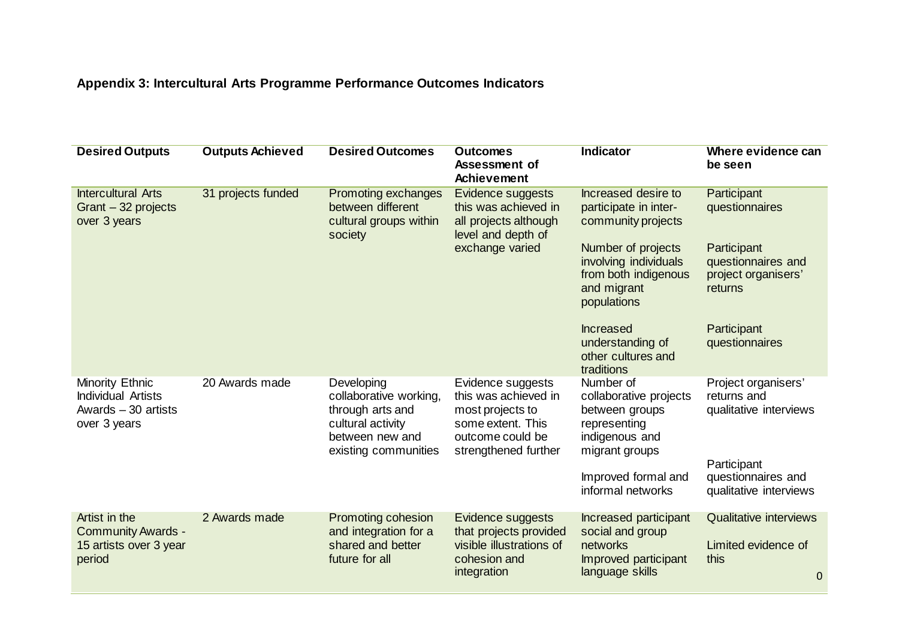**Appendix 3: Intercultural Arts Programme Performance Outcomes Indicators**

| Desired Outputs | Outputs Achieved | Desired Outcomes | Outcomes Assessment of Achievement | Indicator | Where evidence can be seen |
|---|---|---|---|---|---|
| Intercultural Arts Grant – 32 projects over 3 years | 31 projects funded | Promoting exchanges between different cultural groups within society | Evidence suggests this was achieved in all projects although level and depth of exchange varied | Increased desire to participate in inter-community projects | Participant questionnaires |
| | | | | Number of projects involving individuals from both indigenous and migrant populations | Participant questionnaires and project organisers' returns |
| | | | | Increased understanding of other cultures and traditions | Participant questionnaires |
| Minority Ethnic Individual Artists Awards – 30 artists over 3 years | 20 Awards made | Developing collaborative working, through arts and cultural activity between new and existing communities | Evidence suggests this was achieved in most projects to some extent. This outcome could be strengthened further | Number of collaborative projects between groups representing indigenous and migrant groups | Project organisers' returns and qualitative interviews |
| | | | | Improved formal and informal networks | Participant questionnaires and qualitative interviews |
| Artist in the Community Awards - 15 artists over 3 year period | 2 Awards made | Promoting cohesion and integration for a shared and better future for all | Evidence suggests that projects provided visible illustrations of cohesion and integration | Increased participant social and group networks | Qualitative interviews |
| | | | | Improved participant language skills | Limited evidence of this |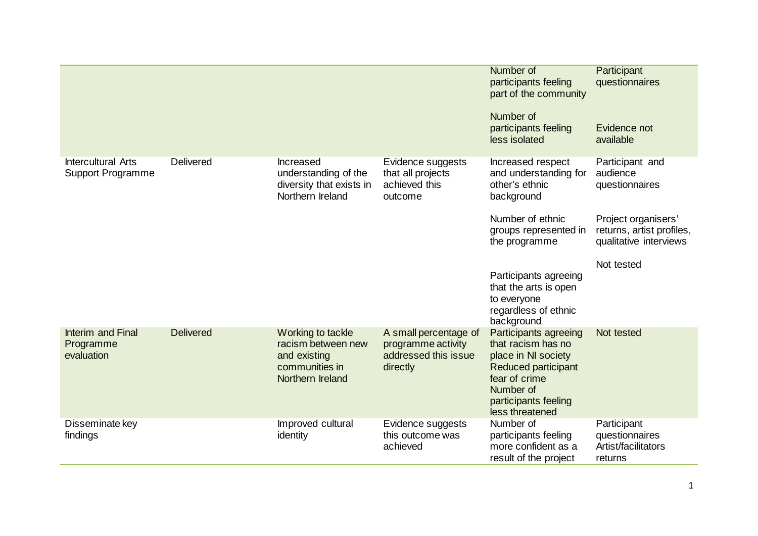| | | | | | |
|---|---|---|---|---|---|
| | | | | Number of participants feeling part of the community<br><br>Number of participants feeling less isolated | Participant questionnaires<br><br>Evidence not available |
| Intercultural Arts Support Programme | Delivered | Increased understanding of the diversity that exists in Northern Ireland | Evidence suggests that all projects achieved this outcome | Increased respect and understanding for other's ethnic background<br><br>Number of ethnic groups represented in the programme<br><br>Participants agreeing that the arts is open to everyone regardless of ethnic background | Participant and audience questionnaires<br><br>Project organisers' returns, artist profiles, qualitative interviews<br><br>Not tested |
| Interim and Final Programme evaluation | Delivered | Working to tackle racism between new and existing communities in Northern Ireland | A small percentage of programme activity addressed this issue directly | Participants agreeing that racism has no place in NI society<br>Reduced participant fear of crime<br>Number of participants feeling less threatened | Not tested |
| Disseminate key findings | | Improved cultural identity | Evidence suggests this outcome was achieved | Number of participants feeling more confident as a result of the project | Participant questionnaires<br>Artist/facilitators returns |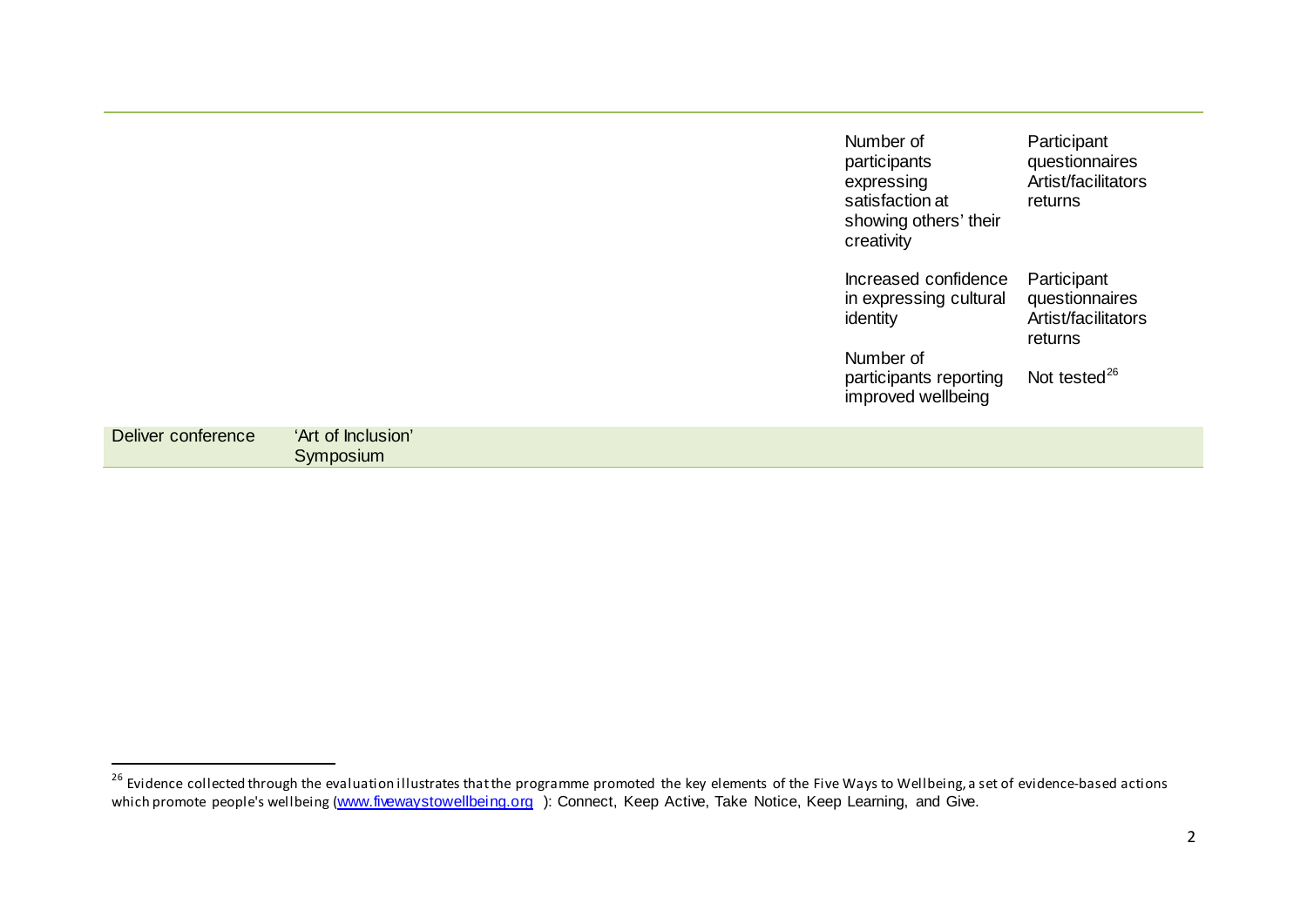| | | | |
|---|---|---|---|
| | | Number of participants expressing satisfaction at showing others' their creativity | Participant questionnaires Artist/facilitators returns |
| | | Increased confidence in expressing cultural identity | Participant questionnaires Artist/facilitators returns |
| | | Number of participants reporting improved wellbeing | Not tested[26] |
| Deliver conference | 'Art of Inclusion' Symposium | | |

[26] Evidence collected through the evaluation illustrates that the programme promoted the key elements of the Five Ways to Wellbeing, a set of evidence-based actions which promote people's wellbeing (www.fivewaystowellbeing.org ): Connect, Keep Active, Take Notice, Keep Learning, and Give.